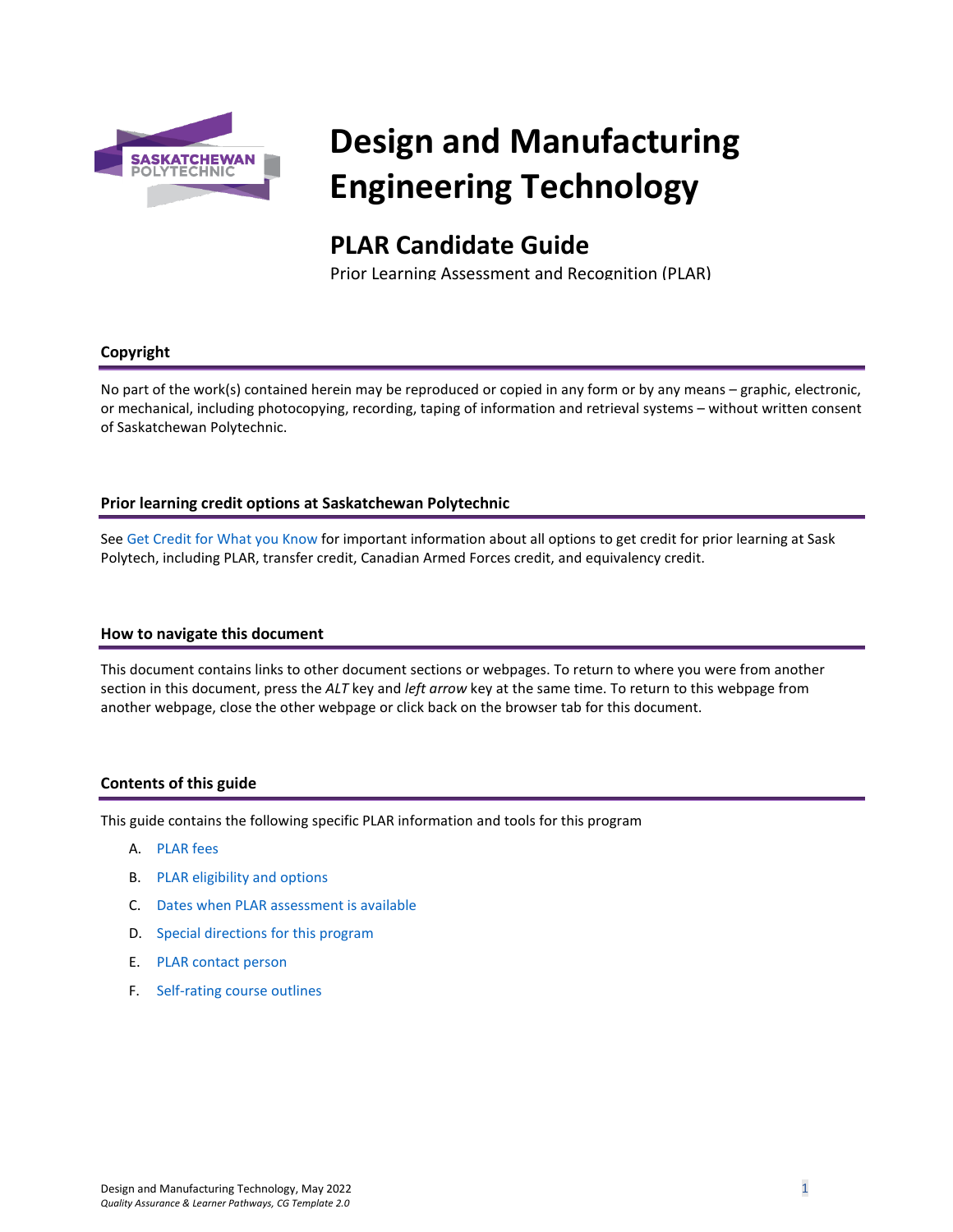# Design and Manufacturing Engineering Technology

## PLAR Candidate Guide

Prior Learning Assessment and Recognition (PLAR)

### Copyright

No part of the work(s) contained herein may be reproduced or copied in any form or by any means – graphic, electronic, or mechanical, including photocopying, recording, taping of information and retrieval systems – without written consent of Saskatchewan Polytechnic.

### Prior learning credit options at Saskatchewan Polytechnic

See Get Credit for What you Know for important information about all options to get credit for prior learning at Sask Polytech, including PLAR, transfer credit, Canadian Armed Forces credit, and equivalency credit.

### How to navigate this document

This document contains links to other document sections or webpages. To return to where you were from another section in this document, press the *ALT* key and *left arrow* key at the same time. To return to this webpage from another webpage, close the other webpage or click back on the browser tab for this document.

### Contents of this guide

This guide contains the following specific PLAR information and tools for this program

A. PLAR fees
B. PLAR eligibility and options
C. Dates when PLAR assessment is available
D. Special directions for this program
E. PLAR contact person
F. Self-rating course outlines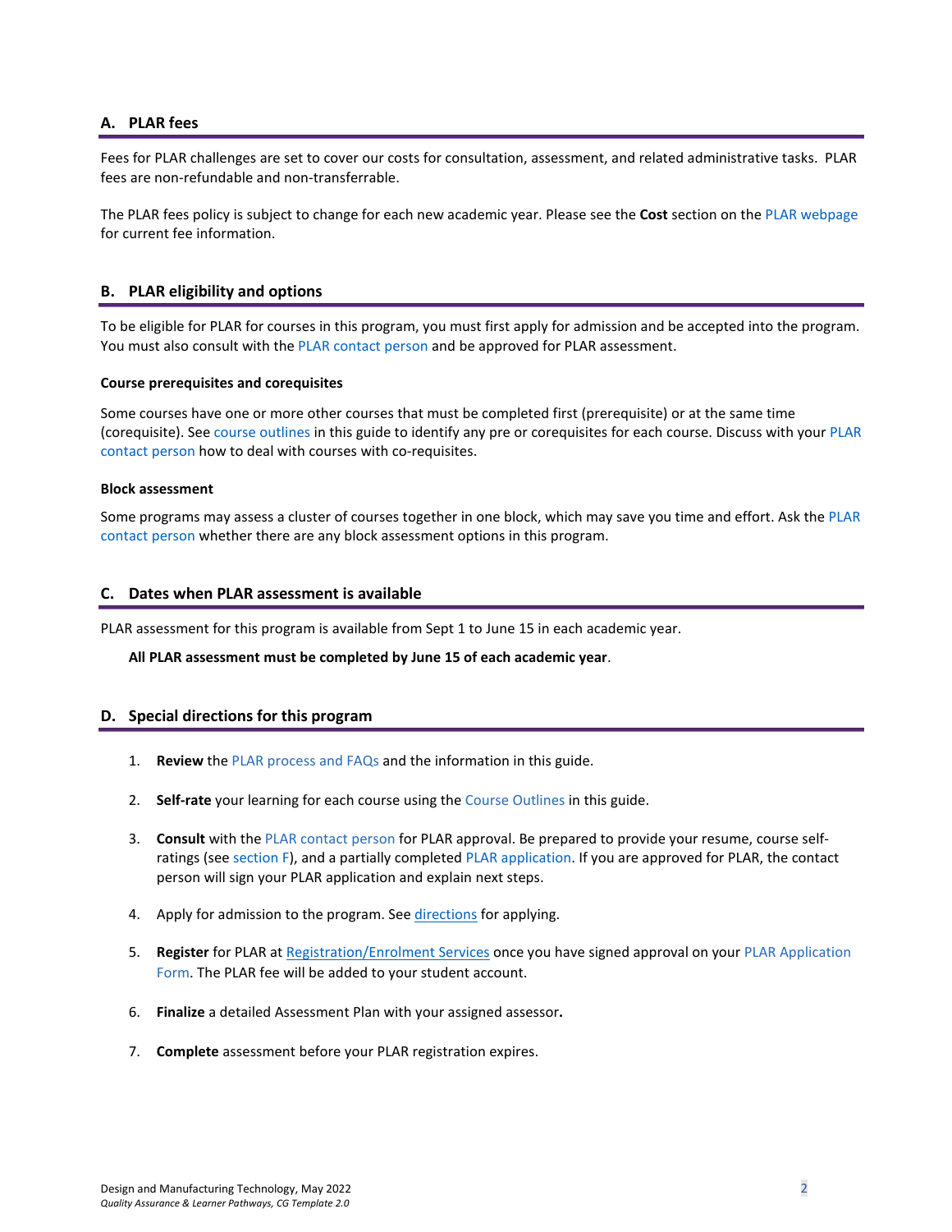## A. PLAR fees

Fees for PLAR challenges are set to cover our costs for consultation, assessment, and related administrative tasks. PLAR fees are non-refundable and non-transferrable.

The PLAR fees policy is subject to change for each new academic year. Please see the **Cost** section on the PLAR webpage for current fee information.

## B. PLAR eligibility and options

To be eligible for PLAR for courses in this program, you must first apply for admission and be accepted into the program. You must also consult with the PLAR contact person and be approved for PLAR assessment.

#### Course prerequisites and corequisites

Some courses have one or more other courses that must be completed first (prerequisite) or at the same time (corequisite). See course outlines in this guide to identify any pre or corequisites for each course. Discuss with your PLAR contact person how to deal with courses with co-requisites.

#### Block assessment

Some programs may assess a cluster of courses together in one block, which may save you time and effort. Ask the PLAR contact person whether there are any block assessment options in this program.

## C. Dates when PLAR assessment is available

PLAR assessment for this program is available from Sept 1 to June 15 in each academic year.

**All PLAR assessment must be completed by June 15 of each academic year**.

## D. Special directions for this program

1. **Review** the PLAR process and FAQs and the information in this guide.
2. **Self-rate** your learning for each course using the Course Outlines in this guide.
3. **Consult** with the PLAR contact person for PLAR approval. Be prepared to provide your resume, course self-ratings (see section F), and a partially completed PLAR application. If you are approved for PLAR, the contact person will sign your PLAR application and explain next steps.
4. Apply for admission to the program. See directions for applying.
5. **Register** for PLAR at Registration/Enrolment Services once you have signed approval on your PLAR Application Form. The PLAR fee will be added to your student account.
6. **Finalize** a detailed Assessment Plan with your assigned assessor**.**
7. **Complete** assessment before your PLAR registration expires.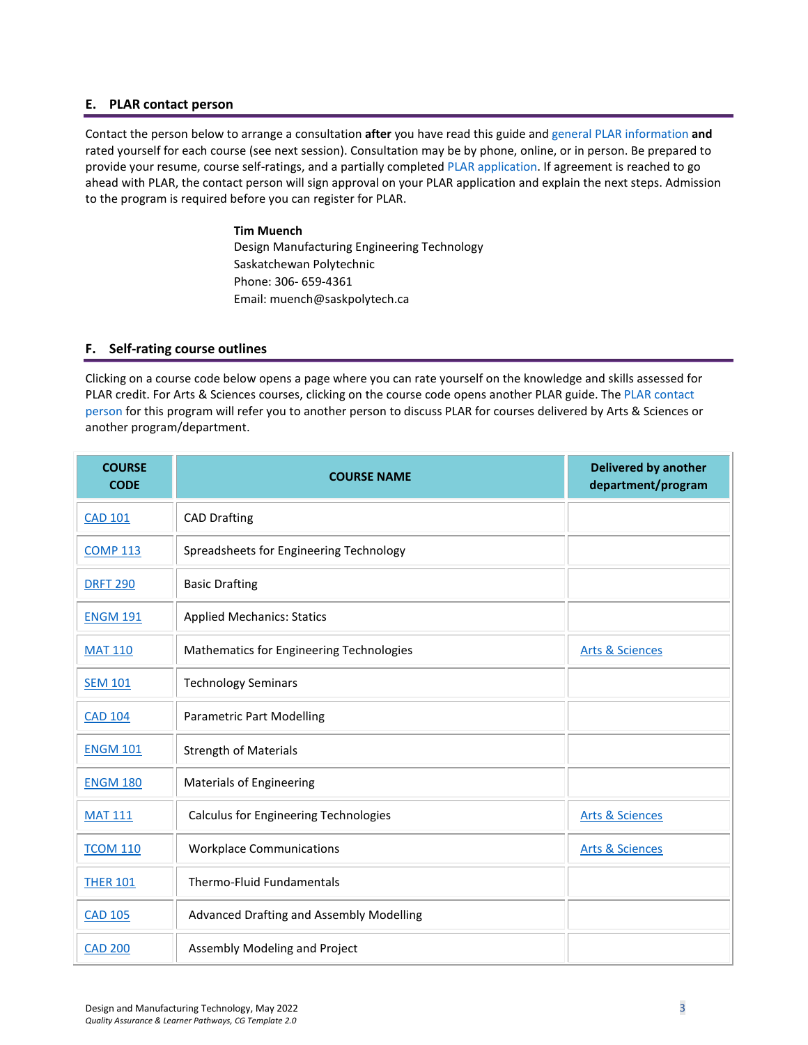## E. PLAR contact person

Contact the person below to arrange a consultation **after** you have read this guide and general PLAR information **and** rated yourself for each course (see next session). Consultation may be by phone, online, or in person. Be prepared to provide your resume, course self-ratings, and a partially completed PLAR application. If agreement is reached to go ahead with PLAR, the contact person will sign approval on your PLAR application and explain the next steps. Admission to the program is required before you can register for PLAR.

**Tim Muench**
Design Manufacturing Engineering Technology
Saskatchewan Polytechnic
Phone: 306- 659-4361
Email: muench@saskpolytech.ca

## F. Self-rating course outlines

Clicking on a course code below opens a page where you can rate yourself on the knowledge and skills assessed for PLAR credit. For Arts & Sciences courses, clicking on the course code opens another PLAR guide. The PLAR contact person for this program will refer you to another person to discuss PLAR for courses delivered by Arts & Sciences or another program/department.

| COURSE CODE | COURSE NAME | Delivered by another department/program |
|---|---|---|
| CAD 101 | CAD Drafting | |
| COMP 113 | Spreadsheets for Engineering Technology | |
| DRFT 290 | Basic Drafting | |
| ENGM 191 | Applied Mechanics: Statics | |
| MAT 110 | Mathematics for Engineering Technologies | Arts & Sciences |
| SEM 101 | Technology Seminars | |
| CAD 104 | Parametric Part Modelling | |
| ENGM 101 | Strength of Materials | |
| ENGM 180 | Materials of Engineering | |
| MAT 111 | Calculus for Engineering Technologies | Arts & Sciences |
| TCOM 110 | Workplace Communications | Arts & Sciences |
| THER 101 | Thermo-Fluid Fundamentals | |
| CAD 105 | Advanced Drafting and Assembly Modelling | |
| CAD 200 | Assembly Modeling and Project | |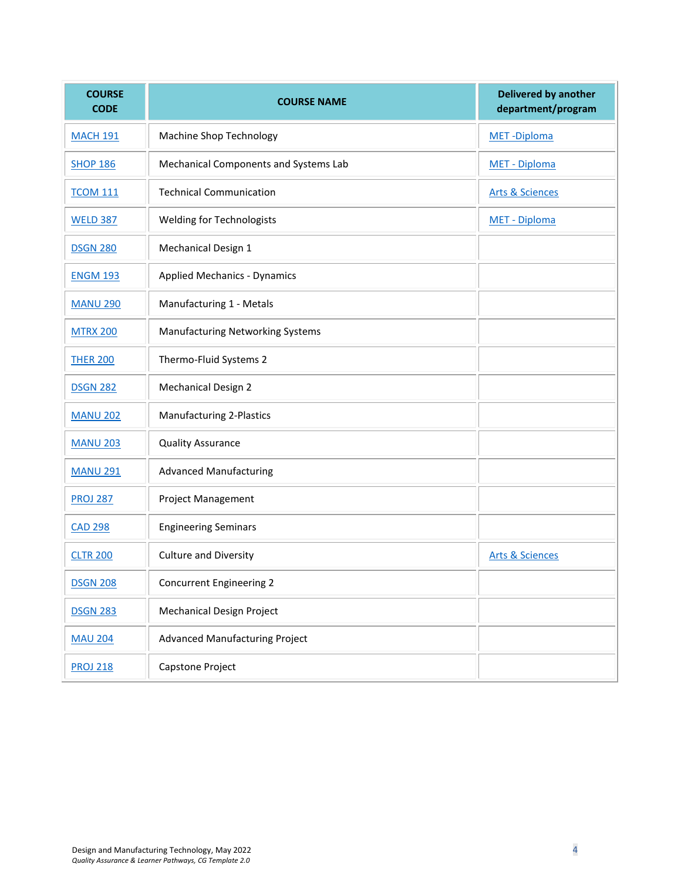| COURSE CODE | COURSE NAME | Delivered by another department/program |
|---|---|---|
| MACH 191 | Machine Shop Technology | MET -Diploma |
| SHOP 186 | Mechanical Components and Systems Lab | MET - Diploma |
| TCOM 111 | Technical Communication | Arts & Sciences |
| WELD 387 | Welding for Technologists | MET - Diploma |
| DSGN 280 | Mechanical Design 1 | |
| ENGM 193 | Applied Mechanics - Dynamics | |
| MANU 290 | Manufacturing 1 - Metals | |
| MTRX 200 | Manufacturing Networking Systems | |
| THER 200 | Thermo-Fluid Systems 2 | |
| DSGN 282 | Mechanical Design 2 | |
| MANU 202 | Manufacturing 2-Plastics | |
| MANU 203 | Quality Assurance | |
| MANU 291 | Advanced Manufacturing | |
| PROJ 287 | Project Management | |
| CAD 298 | Engineering Seminars | |
| CLTR 200 | Culture and Diversity | Arts & Sciences |
| DSGN 208 | Concurrent Engineering 2 | |
| DSGN 283 | Mechanical Design Project | |
| MAU 204 | Advanced Manufacturing Project | |
| PROJ 218 | Capstone Project | |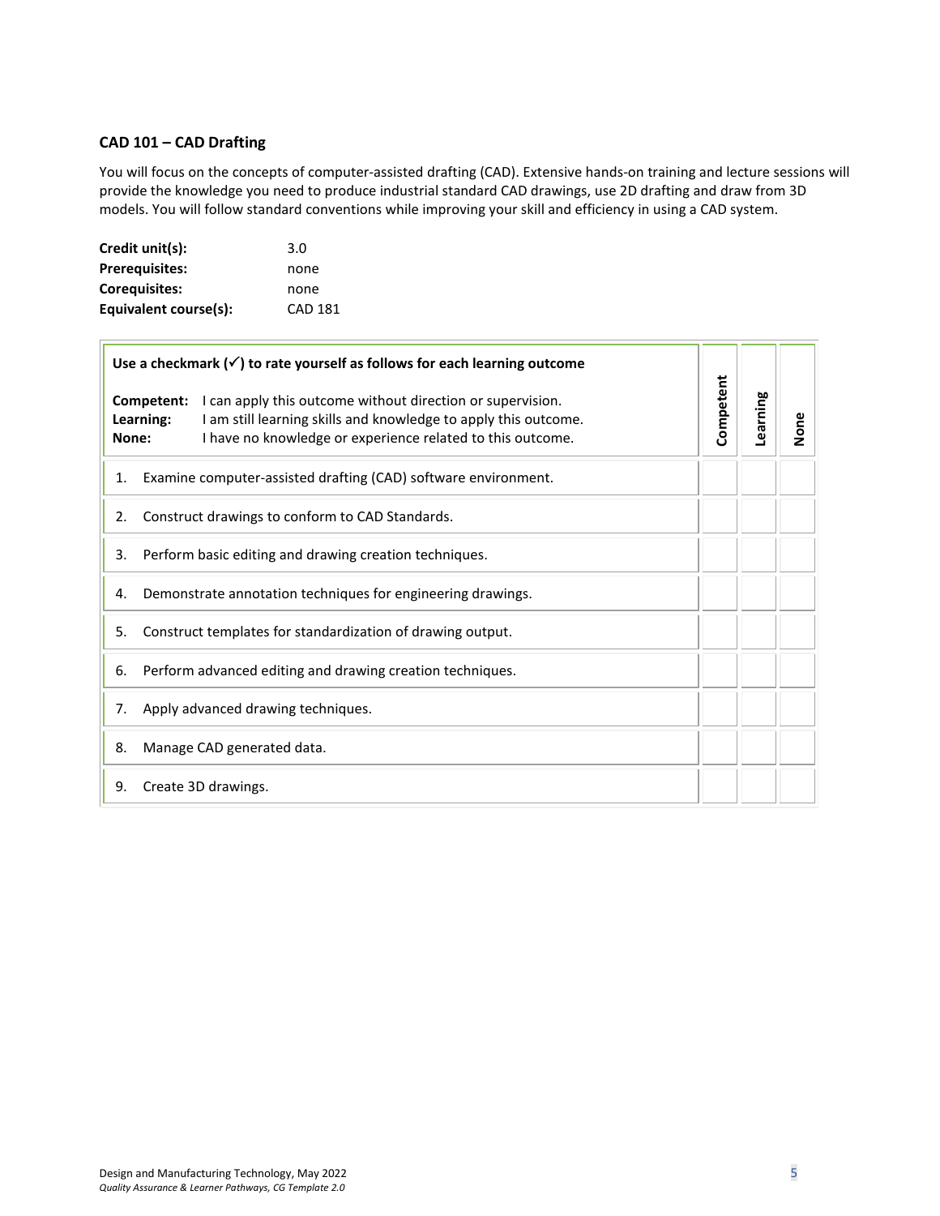### CAD 101 – CAD Drafting

You will focus on the concepts of computer-assisted drafting (CAD). Extensive hands-on training and lecture sessions will provide the knowledge you need to produce industrial standard CAD drawings, use 2D drafting and draw from 3D models. You will follow standard conventions while improving your skill and efficiency in using a CAD system.

**Credit unit(s):** 3.0
**Prerequisites:** none
**Corequisites:** none
**Equivalent course(s):** CAD 181

| **Use a checkmark (✓) to rate yourself as follows for each learning outcome**<br><br>**Competent:** I can apply this outcome without direction or supervision.<br>**Learning:** I am still learning skills and knowledge to apply this outcome.<br>**None:** I have no knowledge or experience related to this outcome. | **Competent** | **Learning** | **None** |
|---|---|---|---|
| 1. Examine computer-assisted drafting (CAD) software environment. | | | |
| 2. Construct drawings to conform to CAD Standards. | | | |
| 3. Perform basic editing and drawing creation techniques. | | | |
| 4. Demonstrate annotation techniques for engineering drawings. | | | |
| 5. Construct templates for standardization of drawing output. | | | |
| 6. Perform advanced editing and drawing creation techniques. | | | |
| 7. Apply advanced drawing techniques. | | | |
| 8. Manage CAD generated data. | | | |
| 9. Create 3D drawings. | | | |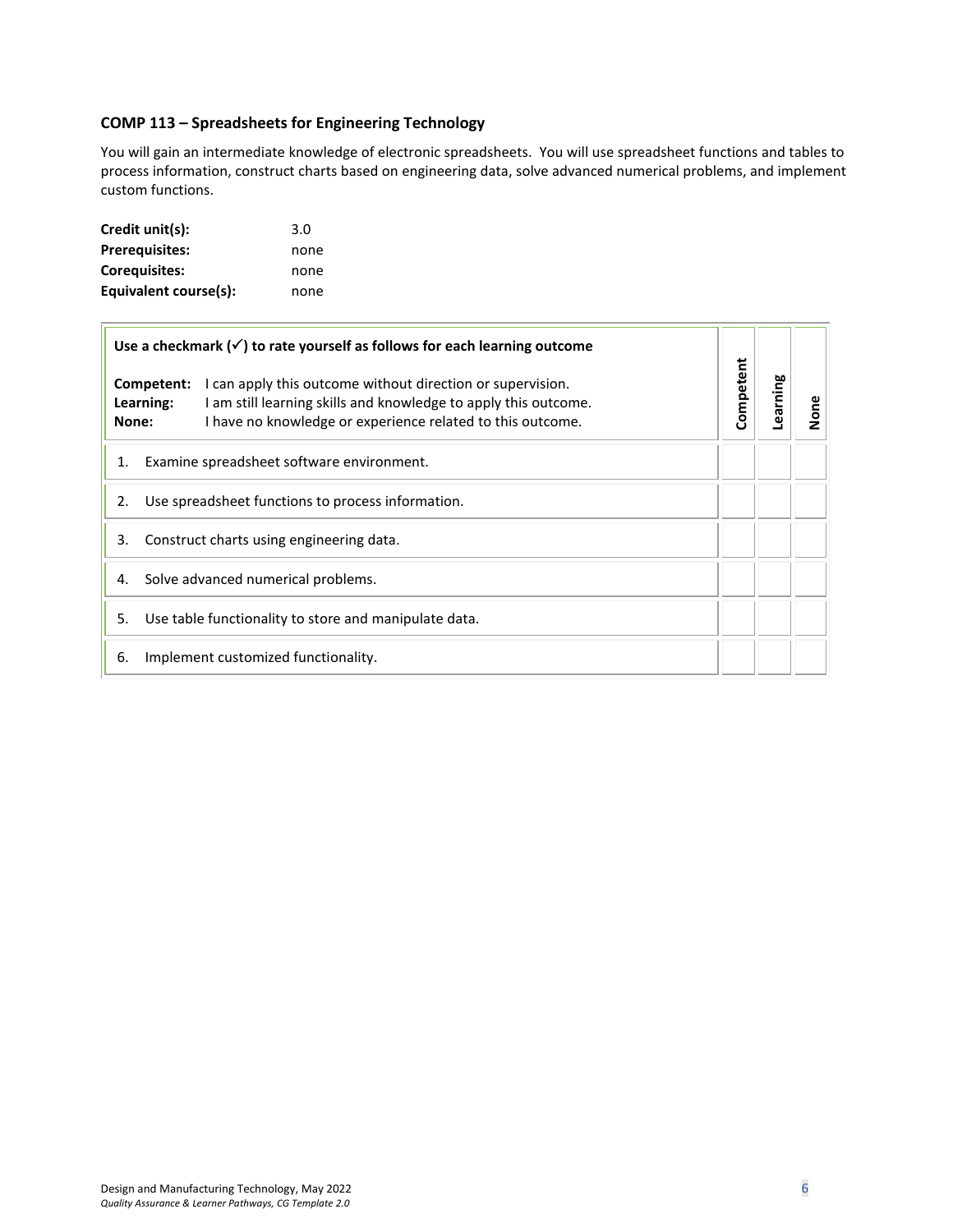### COMP 113 – Spreadsheets for Engineering Technology

You will gain an intermediate knowledge of electronic spreadsheets. You will use spreadsheet functions and tables to process information, construct charts based on engineering data, solve advanced numerical problems, and implement custom functions.

**Credit unit(s):** 3.0
**Prerequisites:** none
**Corequisites:** none
**Equivalent course(s):** none

| **Use a checkmark (✓) to rate yourself as follows for each learning outcome**<br><br>**Competent:** I can apply this outcome without direction or supervision.<br>**Learning:** I am still learning skills and knowledge to apply this outcome.<br>**None:** I have no knowledge or experience related to this outcome. | **Competent** | **Learning** | **None** |
|---|---|---|---|
| 1. Examine spreadsheet software environment. | | | |
| 2. Use spreadsheet functions to process information. | | | |
| 3. Construct charts using engineering data. | | | |
| 4. Solve advanced numerical problems. | | | |
| 5. Use table functionality to store and manipulate data. | | | |
| 6. Implement customized functionality. | | | |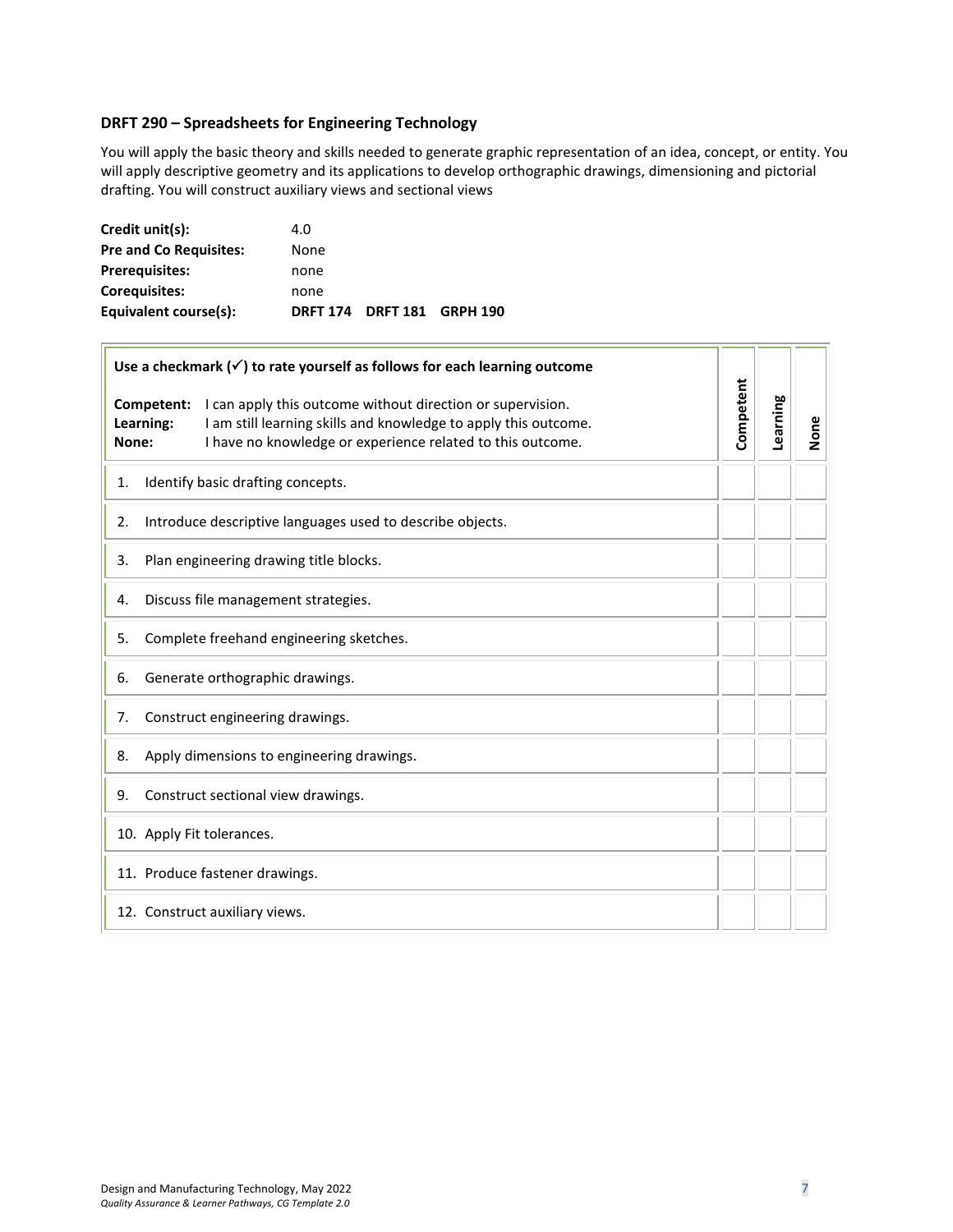### DRFT 290 – Spreadsheets for Engineering Technology

You will apply the basic theory and skills needed to generate graphic representation of an idea, concept, or entity. You will apply descriptive geometry and its applications to develop orthographic drawings, dimensioning and pictorial drafting. You will construct auxiliary views and sectional views

**Credit unit(s):** 4.0
**Pre and Co Requisites:** None
**Prerequisites:** none
**Corequisites:** none
**Equivalent course(s):** **DRFT 174 DRFT 181 GRPH 190**

| **Use a checkmark (✓) to rate yourself as follows for each learning outcome**<br><br>**Competent:** I can apply this outcome without direction or supervision.<br>**Learning:** I am still learning skills and knowledge to apply this outcome.<br>**None:** I have no knowledge or experience related to this outcome. | **Competent** | **Learning** | **None** |
|---|---|---|---|
| 1. Identify basic drafting concepts. | | | |
| 2. Introduce descriptive languages used to describe objects. | | | |
| 3. Plan engineering drawing title blocks. | | | |
| 4. Discuss file management strategies. | | | |
| 5. Complete freehand engineering sketches. | | | |
| 6. Generate orthographic drawings. | | | |
| 7. Construct engineering drawings. | | | |
| 8. Apply dimensions to engineering drawings. | | | |
| 9. Construct sectional view drawings. | | | |
| 10. Apply Fit tolerances. | | | |
| 11. Produce fastener drawings. | | | |
| 12. Construct auxiliary views. | | | |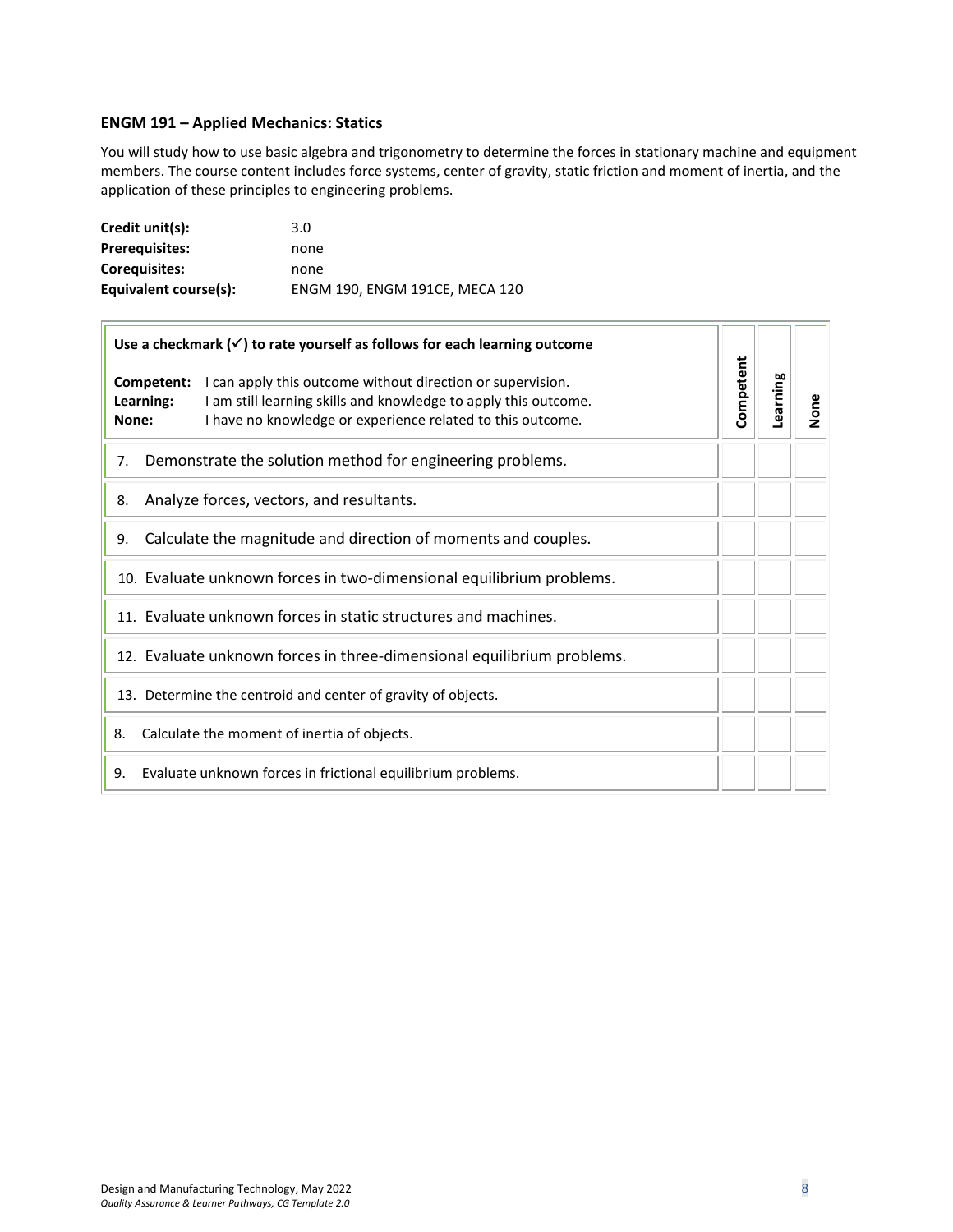### ENGM 191 – Applied Mechanics: Statics

You will study how to use basic algebra and trigonometry to determine the forces in stationary machine and equipment members. The course content includes force systems, center of gravity, static friction and moment of inertia, and the application of these principles to engineering problems.

| | |
|---|---|
| **Credit unit(s):** | 3.0 |
| **Prerequisites:** | none |
| **Corequisites:** | none |
| **Equivalent course(s):** | ENGM 190, ENGM 191CE, MECA 120 |

| **Use a checkmark (✓) to rate yourself as follows for each learning outcome**<br><br>**Competent:** I can apply this outcome without direction or supervision.<br>**Learning:** I am still learning skills and knowledge to apply this outcome.<br>**None:** I have no knowledge or experience related to this outcome. | Competent | Learning | None |
|---|---|---|---|
| 7. Demonstrate the solution method for engineering problems. | | | |
| 8. Analyze forces, vectors, and resultants. | | | |
| 9. Calculate the magnitude and direction of moments and couples. | | | |
| 10. Evaluate unknown forces in two-dimensional equilibrium problems. | | | |
| 11. Evaluate unknown forces in static structures and machines. | | | |
| 12. Evaluate unknown forces in three-dimensional equilibrium problems. | | | |
| 13. Determine the centroid and center of gravity of objects. | | | |
| 8. Calculate the moment of inertia of objects. | | | |
| 9. Evaluate unknown forces in frictional equilibrium problems. | | | |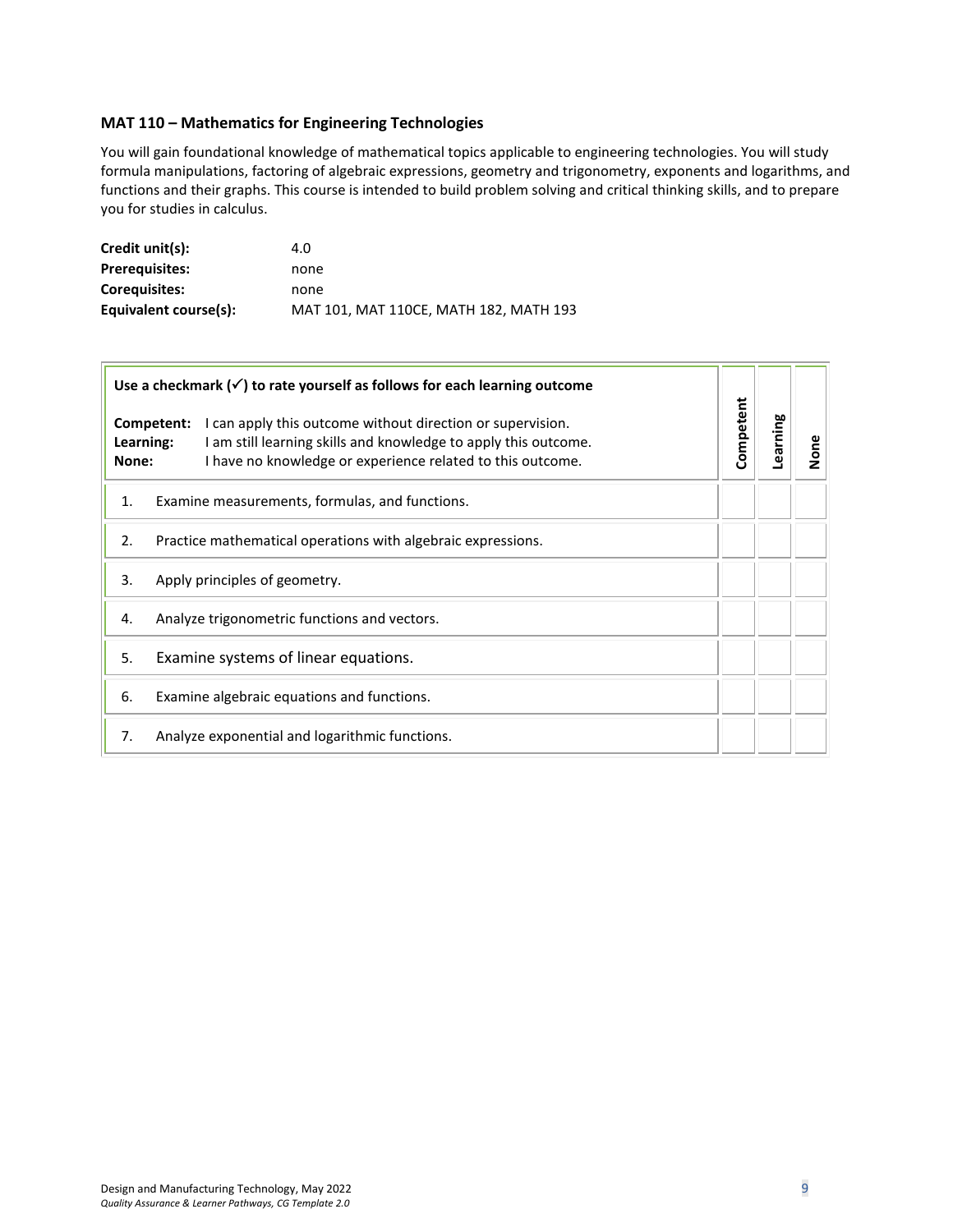### MAT 110 – Mathematics for Engineering Technologies

You will gain foundational knowledge of mathematical topics applicable to engineering technologies. You will study formula manipulations, factoring of algebraic expressions, geometry and trigonometry, exponents and logarithms, and functions and their graphs. This course is intended to build problem solving and critical thinking skills, and to prepare you for studies in calculus.

| | |
|---|---|
| **Credit unit(s):** | 4.0 |
| **Prerequisites:** | none |
| **Corequisites:** | none |
| **Equivalent course(s):** | MAT 101, MAT 110CE, MATH 182, MATH 193 |

| **Use a checkmark (✓) to rate yourself as follows for each learning outcome**<br><br>**Competent:** I can apply this outcome without direction or supervision.<br>**Learning:** I am still learning skills and knowledge to apply this outcome.<br>**None:** I have no knowledge or experience related to this outcome. | **Competent** | **Learning** | **None** |
|---|---|---|---|
| 1. Examine measurements, formulas, and functions. | | | |
| 2. Practice mathematical operations with algebraic expressions. | | | |
| 3. Apply principles of geometry. | | | |
| 4. Analyze trigonometric functions and vectors. | | | |
| 5. Examine systems of linear equations. | | | |
| 6. Examine algebraic equations and functions. | | | |
| 7. Analyze exponential and logarithmic functions. | | | |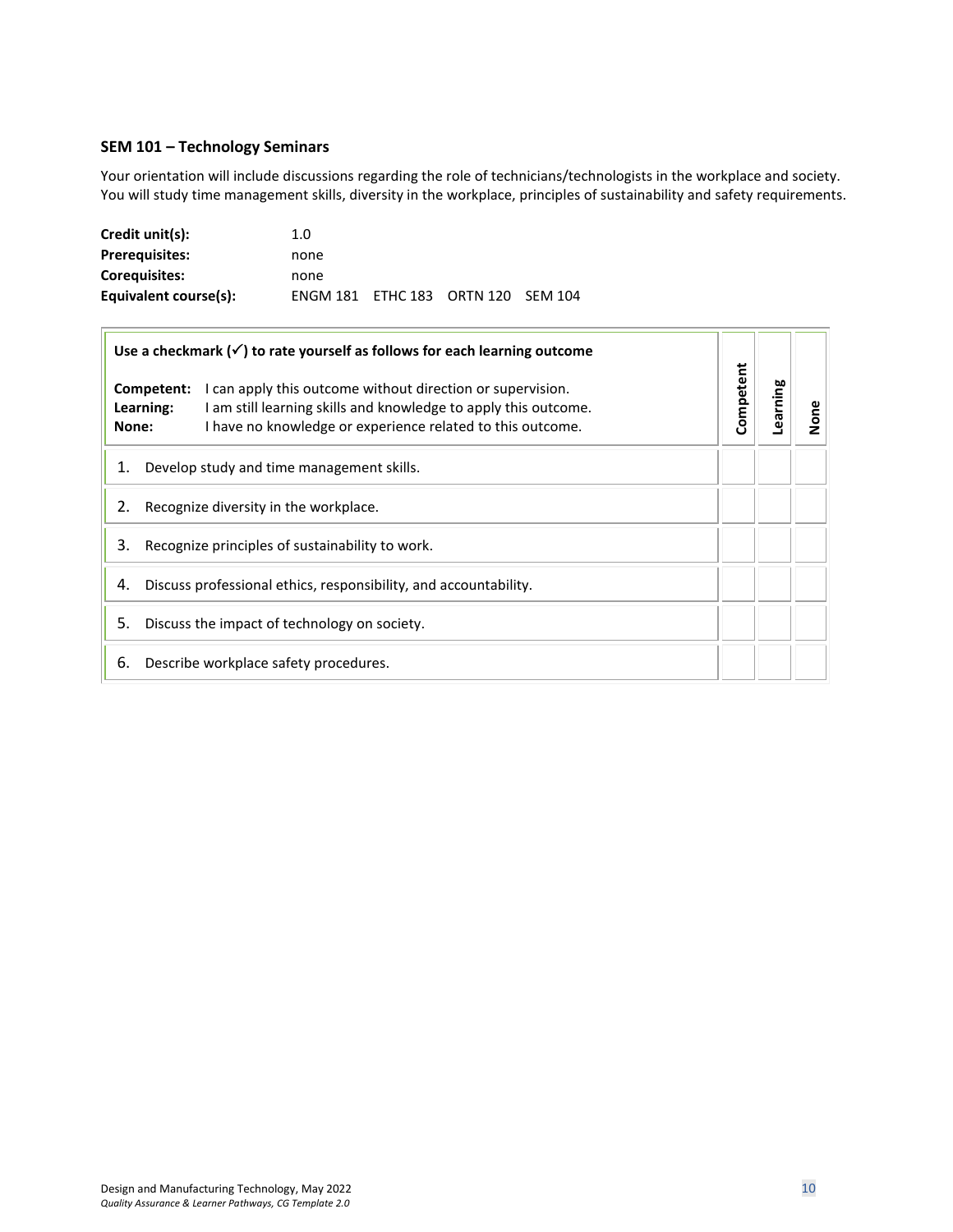### SEM 101 – Technology Seminars

Your orientation will include discussions regarding the role of technicians/technologists in the workplace and society. You will study time management skills, diversity in the workplace, principles of sustainability and safety requirements.

**Credit unit(s):** 1.0
**Prerequisites:** none
**Corequisites:** none
**Equivalent course(s):** ENGM 181 ETHC 183 ORTN 120 SEM 104

| **Use a checkmark (✓) to rate yourself as follows for each learning outcome**<br><br>**Competent:** I can apply this outcome without direction or supervision.<br>**Learning:** I am still learning skills and knowledge to apply this outcome.<br>**None:** I have no knowledge or experience related to this outcome. | **Competent** | **Learning** | **None** |
|---|---|---|---|
| 1. Develop study and time management skills. | | | |
| 2. Recognize diversity in the workplace. | | | |
| 3. Recognize principles of sustainability to work. | | | |
| 4. Discuss professional ethics, responsibility, and accountability. | | | |
| 5. Discuss the impact of technology on society. | | | |
| 6. Describe workplace safety procedures. | | | |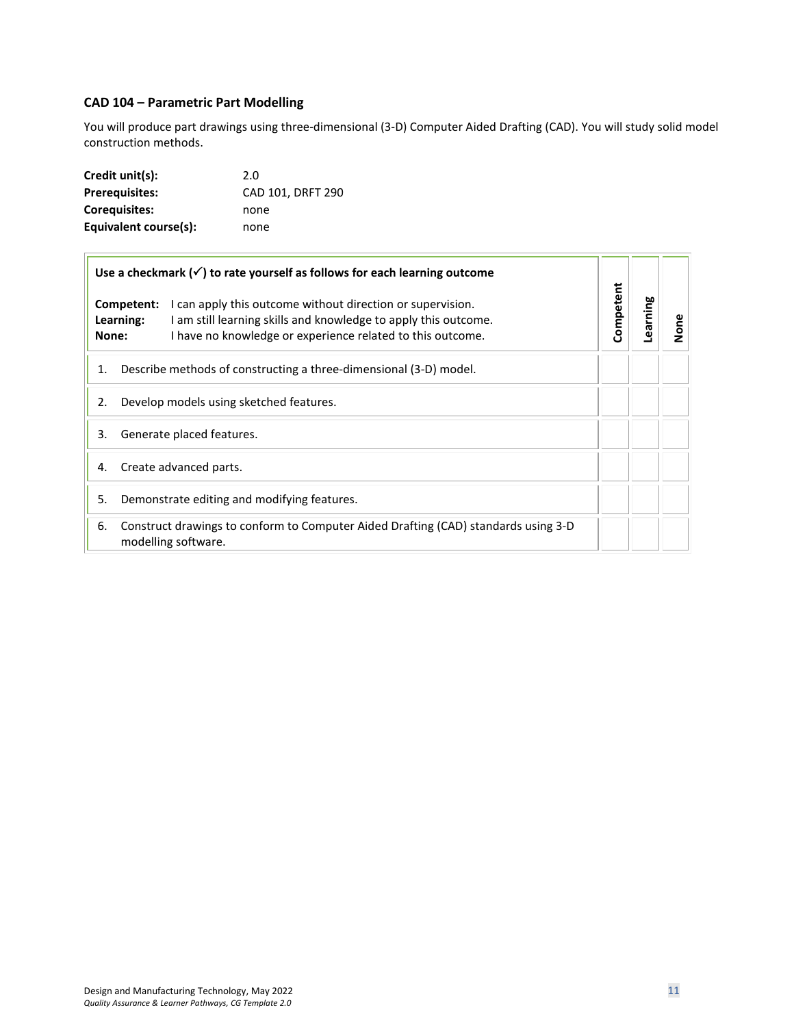### CAD 104 – Parametric Part Modelling

You will produce part drawings using three-dimensional (3-D) Computer Aided Drafting (CAD). You will study solid model construction methods.

**Credit unit(s):** 2.0
**Prerequisites:** CAD 101, DRFT 290
**Corequisites:** none
**Equivalent course(s):** none

| **Use a checkmark (✓) to rate yourself as follows for each learning outcome**<br><br>**Competent:** I can apply this outcome without direction or supervision.<br>**Learning:** I am still learning skills and knowledge to apply this outcome.<br>**None:** I have no knowledge or experience related to this outcome. | Competent | Learning | None |
|---|---|---|---|
| 1. Describe methods of constructing a three-dimensional (3-D) model. | | | |
| 2. Develop models using sketched features. | | | |
| 3. Generate placed features. | | | |
| 4. Create advanced parts. | | | |
| 5. Demonstrate editing and modifying features. | | | |
| 6. Construct drawings to conform to Computer Aided Drafting (CAD) standards using 3-D modelling software. | | | |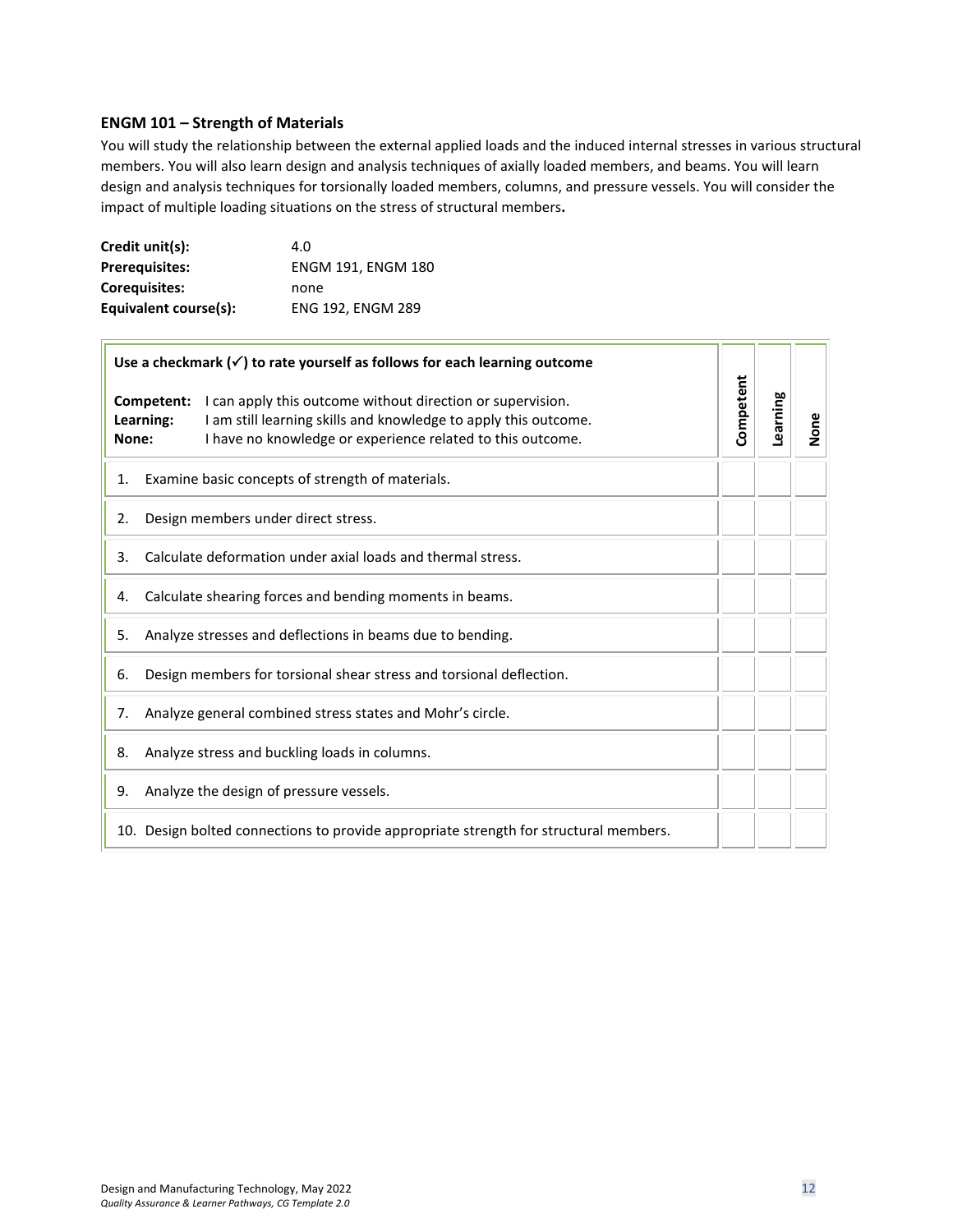### ENGM 101 – Strength of Materials

You will study the relationship between the external applied loads and the induced internal stresses in various structural members. You will also learn design and analysis techniques of axially loaded members, and beams. You will learn design and analysis techniques for torsionally loaded members, columns, and pressure vessels. You will consider the impact of multiple loading situations on the stress of structural members.

| | |
|---|---|
| **Credit unit(s):** | 4.0 |
| **Prerequisites:** | ENGM 191, ENGM 180 |
| **Corequisites:** | none |
| **Equivalent course(s):** | ENG 192, ENGM 289 |

| **Use a checkmark (✓) to rate yourself as follows for each learning outcome**<br><br>**Competent:** I can apply this outcome without direction or supervision.<br>**Learning:** I am still learning skills and knowledge to apply this outcome.<br>**None:** I have no knowledge or experience related to this outcome. | Competent | Learning | None |
|---|---|---|---|
| 1. Examine basic concepts of strength of materials. | | | |
| 2. Design members under direct stress. | | | |
| 3. Calculate deformation under axial loads and thermal stress. | | | |
| 4. Calculate shearing forces and bending moments in beams. | | | |
| 5. Analyze stresses and deflections in beams due to bending. | | | |
| 6. Design members for torsional shear stress and torsional deflection. | | | |
| 7. Analyze general combined stress states and Mohr's circle. | | | |
| 8. Analyze stress and buckling loads in columns. | | | |
| 9. Analyze the design of pressure vessels. | | | |
| 10. Design bolted connections to provide appropriate strength for structural members. | | | |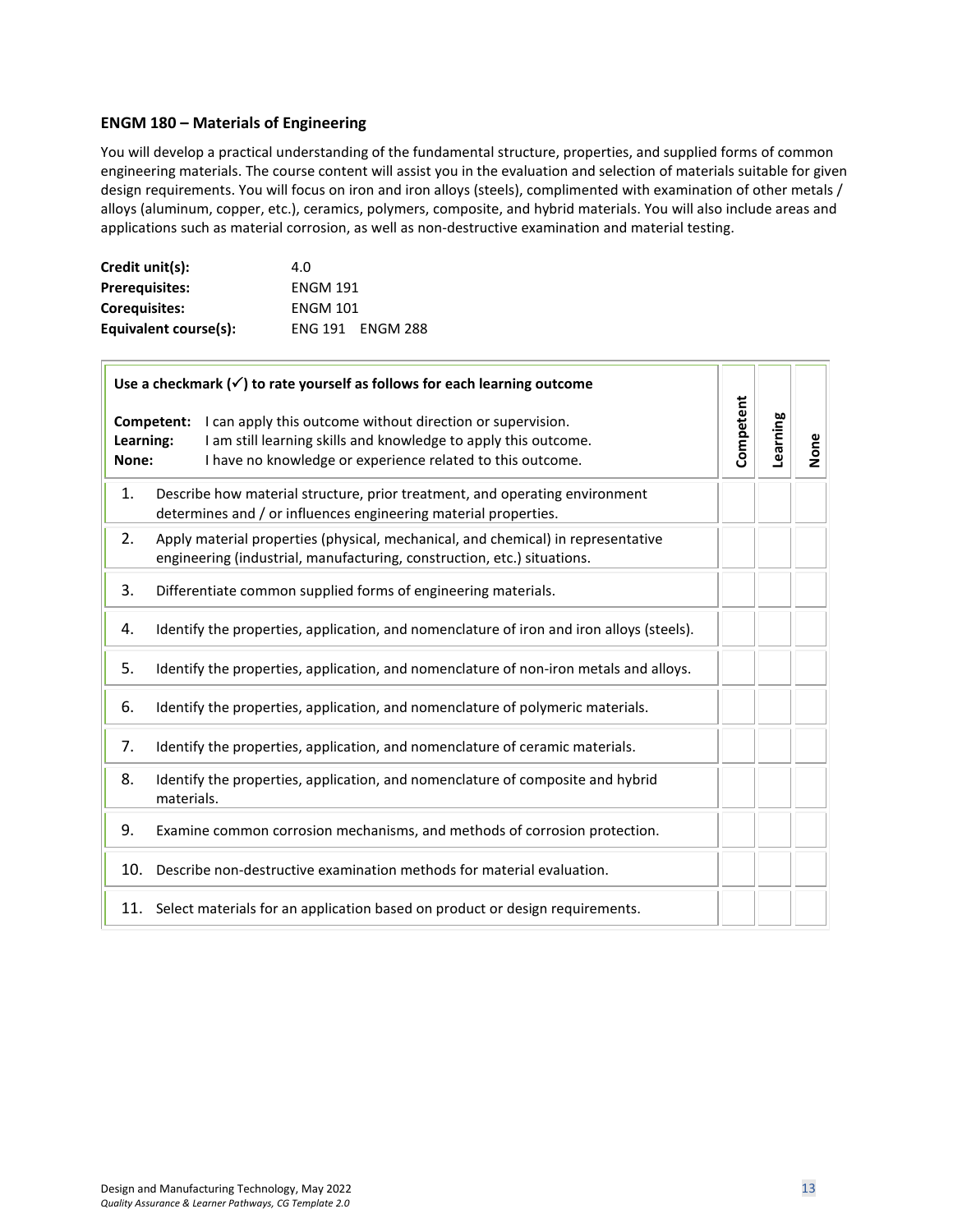### ENGM 180 – Materials of Engineering

You will develop a practical understanding of the fundamental structure, properties, and supplied forms of common engineering materials. The course content will assist you in the evaluation and selection of materials suitable for given design requirements. You will focus on iron and iron alloys (steels), complimented with examination of other metals / alloys (aluminum, copper, etc.), ceramics, polymers, composite, and hybrid materials. You will also include areas and applications such as material corrosion, as well as non-destructive examination and material testing.

| | |
|---|---|
| **Credit unit(s):** | 4.0 |
| **Prerequisites:** | ENGM 191 |
| **Corequisites:** | ENGM 101 |
| **Equivalent course(s):** | ENG 191 ENGM 288 |

| **Use a checkmark (✓) to rate yourself as follows for each learning outcome**<br><br>**Competent:** I can apply this outcome without direction or supervision.<br>**Learning:** I am still learning skills and knowledge to apply this outcome.<br>**None:** I have no knowledge or experience related to this outcome. | Competent | Learning | None |
|---|---|---|---|
| 1. Describe how material structure, prior treatment, and operating environment determines and / or influences engineering material properties. | | | |
| 2. Apply material properties (physical, mechanical, and chemical) in representative engineering (industrial, manufacturing, construction, etc.) situations. | | | |
| 3. Differentiate common supplied forms of engineering materials. | | | |
| 4. Identify the properties, application, and nomenclature of iron and iron alloys (steels). | | | |
| 5. Identify the properties, application, and nomenclature of non-iron metals and alloys. | | | |
| 6. Identify the properties, application, and nomenclature of polymeric materials. | | | |
| 7. Identify the properties, application, and nomenclature of ceramic materials. | | | |
| 8. Identify the properties, application, and nomenclature of composite and hybrid materials. | | | |
| 9. Examine common corrosion mechanisms, and methods of corrosion protection. | | | |
| 10. Describe non-destructive examination methods for material evaluation. | | | |
| 11. Select materials for an application based on product or design requirements. | | | |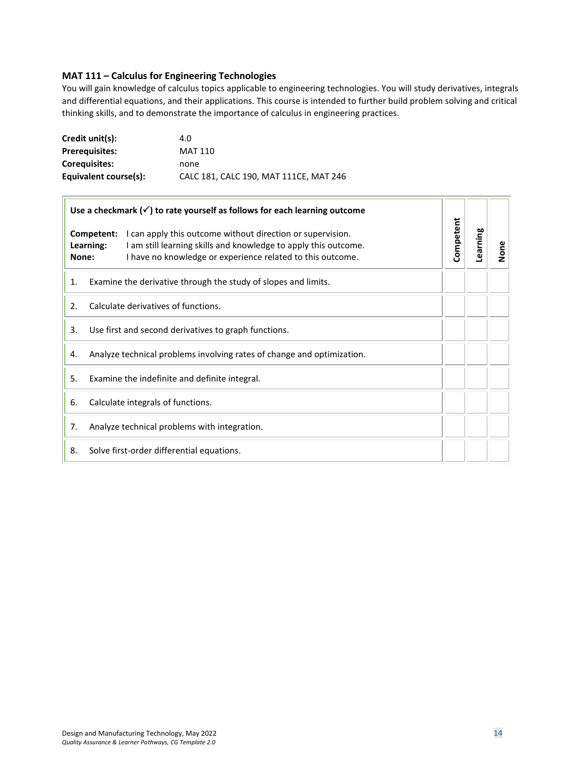### MAT 111 – Calculus for Engineering Technologies

You will gain knowledge of calculus topics applicable to engineering technologies. You will study derivatives, integrals and differential equations, and their applications. This course is intended to further build problem solving and critical thinking skills, and to demonstrate the importance of calculus in engineering practices.

| | |
|---|---|
| **Credit unit(s):** | 4.0 |
| **Prerequisites:** | MAT 110 |
| **Corequisites:** | none |
| **Equivalent course(s):** | CALC 181, CALC 190, MAT 111CE, MAT 246 |

| **Use a checkmark (✓) to rate yourself as follows for each learning outcome**<br><br>**Competent:** I can apply this outcome without direction or supervision.<br>**Learning:** I am still learning skills and knowledge to apply this outcome.<br>**None:** I have no knowledge or experience related to this outcome. | **Competent** | **Learning** | **None** |
|---|---|---|---|
| 1. Examine the derivative through the study of slopes and limits. | | | |
| 2. Calculate derivatives of functions. | | | |
| 3. Use first and second derivatives to graph functions. | | | |
| 4. Analyze technical problems involving rates of change and optimization. | | | |
| 5. Examine the indefinite and definite integral. | | | |
| 6. Calculate integrals of functions. | | | |
| 7. Analyze technical problems with integration. | | | |
| 8. Solve first-order differential equations. | | | |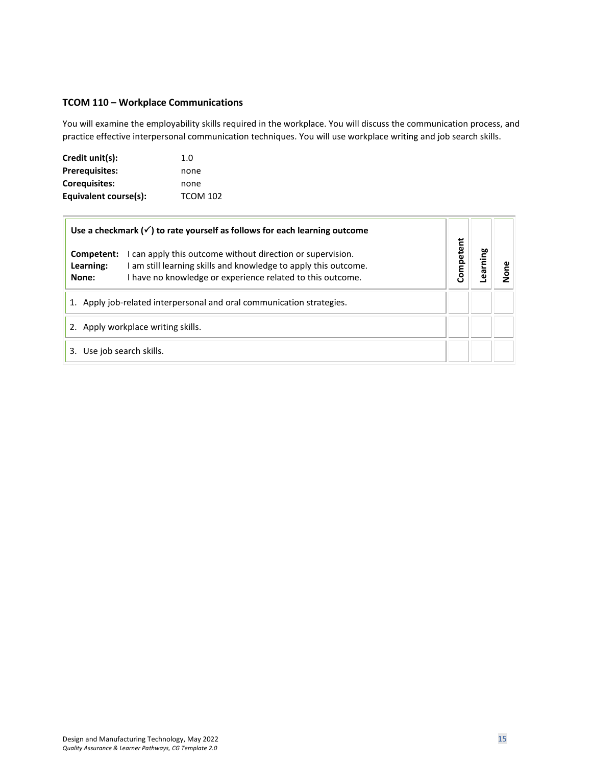## TCOM 110 – Workplace Communications

You will examine the employability skills required in the workplace. You will discuss the communication process, and practice effective interpersonal communication techniques. You will use workplace writing and job search skills.

| | |
|---|---|
| **Credit unit(s):** | 1.0 |
| **Prerequisites:** | none |
| **Corequisites:** | none |
| **Equivalent course(s):** | TCOM 102 |

| **Use a checkmark (✓) to rate yourself as follows for each learning outcome**<br><br>**Competent:** I can apply this outcome without direction or supervision.<br>**Learning:** I am still learning skills and knowledge to apply this outcome.<br>**None:** I have no knowledge or experience related to this outcome. | **Competent** | **Learning** | **None** |
|---|---|---|---|
| 1. Apply job-related interpersonal and oral communication strategies. | | | |
| 2. Apply workplace writing skills. | | | |
| 3. Use job search skills. | | | |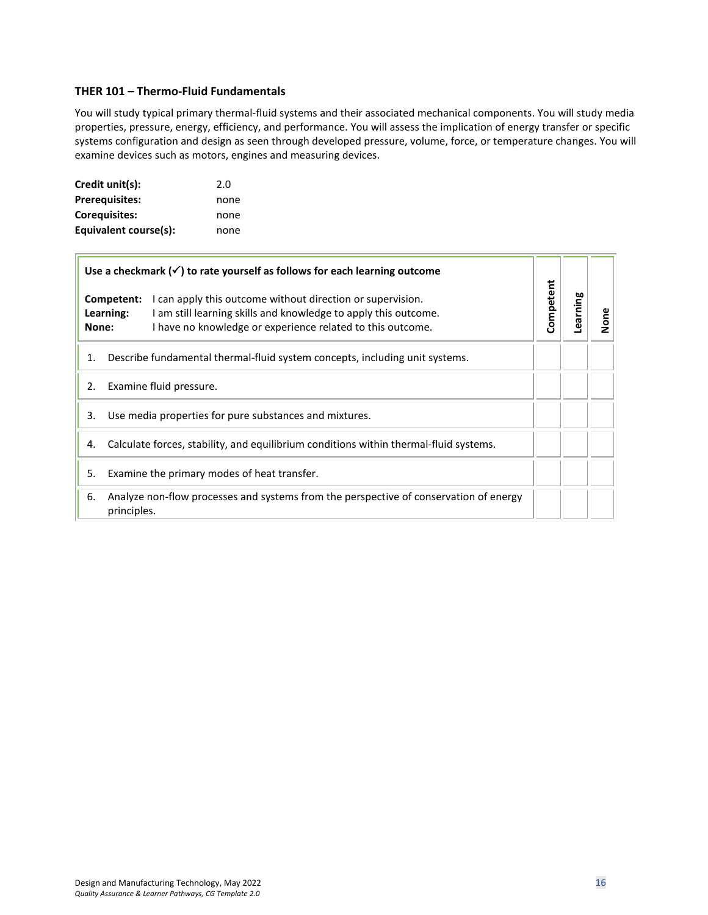### THER 101 – Thermo-Fluid Fundamentals

You will study typical primary thermal-fluid systems and their associated mechanical components. You will study media properties, pressure, energy, efficiency, and performance. You will assess the implication of energy transfer or specific systems configuration and design as seen through developed pressure, volume, force, or temperature changes. You will examine devices such as motors, engines and measuring devices.

**Credit unit(s):** 2.0
**Prerequisites:** none
**Corequisites:** none
**Equivalent course(s):** none

| **Use a checkmark (✓) to rate yourself as follows for each learning outcome**<br><br>**Competent:** I can apply this outcome without direction or supervision.<br>**Learning:** I am still learning skills and knowledge to apply this outcome.<br>**None:** I have no knowledge or experience related to this outcome. | **Competent** | **Learning** | **None** |
|---|---|---|---|
| 1. Describe fundamental thermal-fluid system concepts, including unit systems. | | | |
| 2. Examine fluid pressure. | | | |
| 3. Use media properties for pure substances and mixtures. | | | |
| 4. Calculate forces, stability, and equilibrium conditions within thermal-fluid systems. | | | |
| 5. Examine the primary modes of heat transfer. | | | |
| 6. Analyze non-flow processes and systems from the perspective of conservation of energy principles. | | | |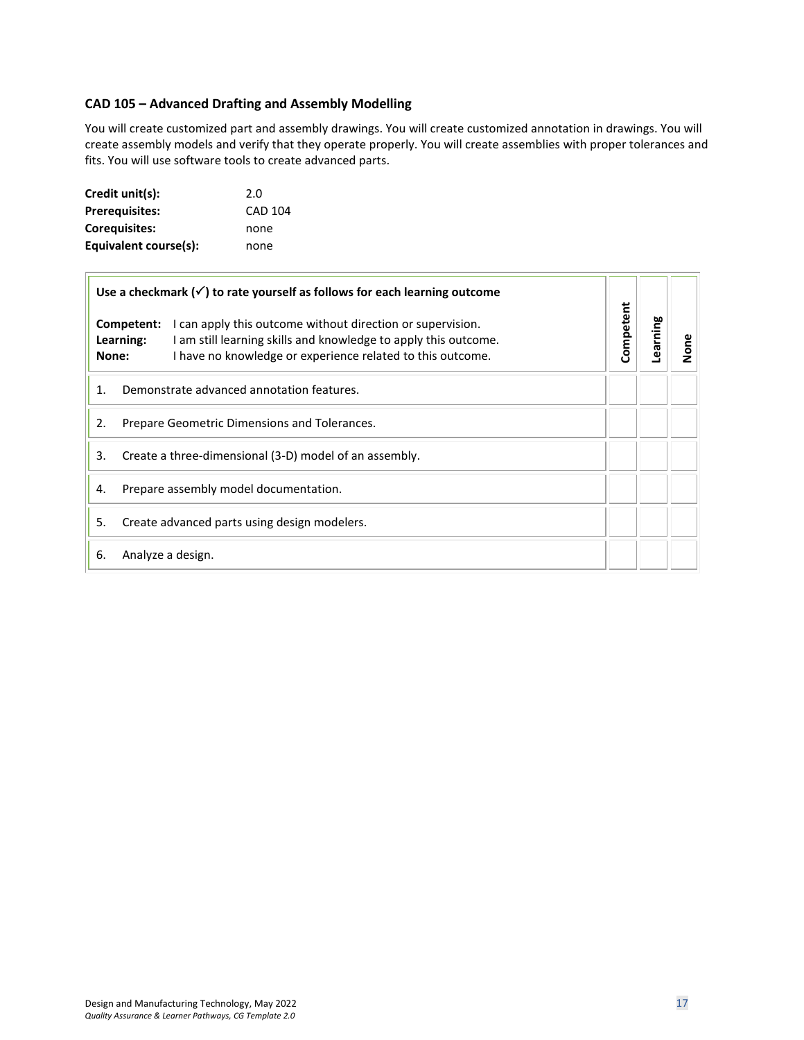### CAD 105 – Advanced Drafting and Assembly Modelling

You will create customized part and assembly drawings. You will create customized annotation in drawings. You will create assembly models and verify that they operate properly. You will create assemblies with proper tolerances and fits. You will use software tools to create advanced parts.

**Credit unit(s):** 2.0
**Prerequisites:** CAD 104
**Corequisites:** none
**Equivalent course(s):** none

| **Use a checkmark (✓) to rate yourself as follows for each learning outcome**<br><br>**Competent:** I can apply this outcome without direction or supervision.<br>**Learning:** I am still learning skills and knowledge to apply this outcome.<br>**None:** I have no knowledge or experience related to this outcome. | **Competent** | **Learning** | **None** |
|---|---|---|---|
| 1. Demonstrate advanced annotation features. | | | |
| 2. Prepare Geometric Dimensions and Tolerances. | | | |
| 3. Create a three-dimensional (3-D) model of an assembly. | | | |
| 4. Prepare assembly model documentation. | | | |
| 5. Create advanced parts using design modelers. | | | |
| 6. Analyze a design. | | | |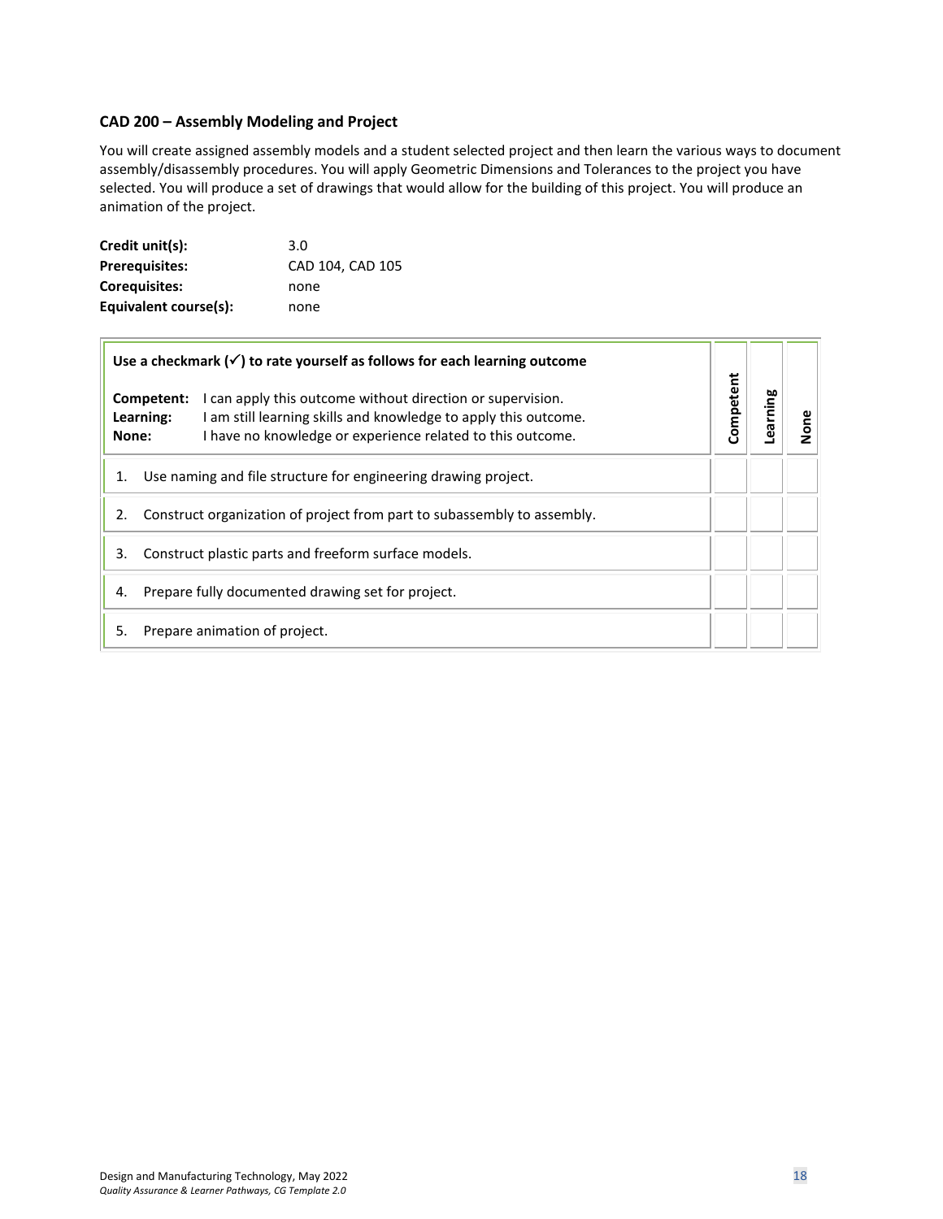### CAD 200 – Assembly Modeling and Project

You will create assigned assembly models and a student selected project and then learn the various ways to document assembly/disassembly procedures. You will apply Geometric Dimensions and Tolerances to the project you have selected. You will produce a set of drawings that would allow for the building of this project. You will produce an animation of the project.

**Credit unit(s):** 3.0
**Prerequisites:** CAD 104, CAD 105
**Corequisites:** none
**Equivalent course(s):** none

| **Use a checkmark (✓) to rate yourself as follows for each learning outcome**<br><br>**Competent:** I can apply this outcome without direction or supervision.<br>**Learning:** I am still learning skills and knowledge to apply this outcome.<br>**None:** I have no knowledge or experience related to this outcome. | **Competent** | **Learning** | **None** |
|---|---|---|---|
| 1. Use naming and file structure for engineering drawing project. | | | |
| 2. Construct organization of project from part to subassembly to assembly. | | | |
| 3. Construct plastic parts and freeform surface models. | | | |
| 4. Prepare fully documented drawing set for project. | | | |
| 5. Prepare animation of project. | | | |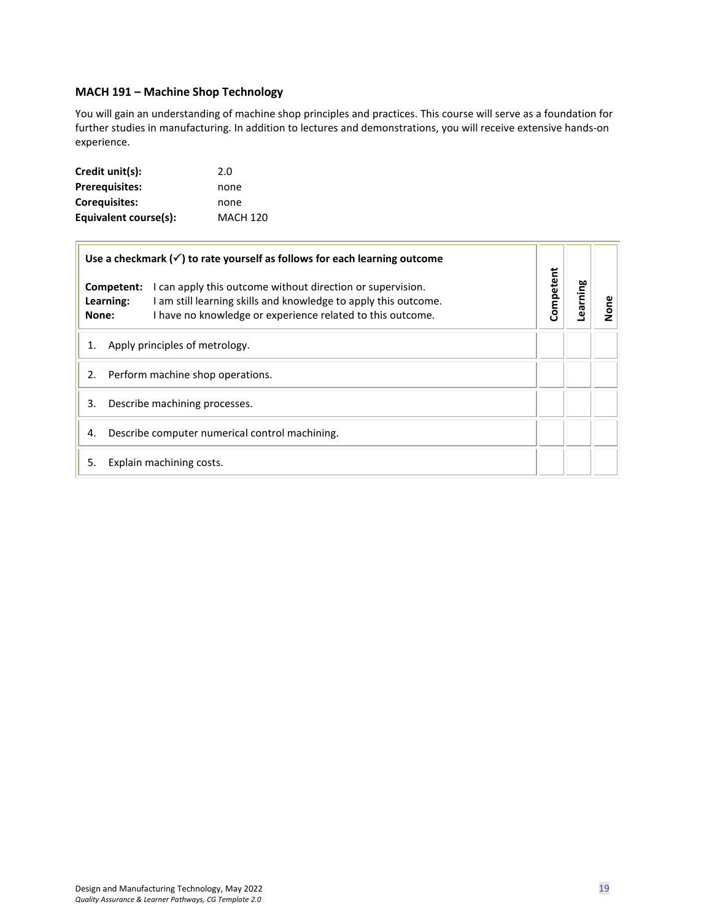### MACH 191 – Machine Shop Technology

You will gain an understanding of machine shop principles and practices. This course will serve as a foundation for further studies in manufacturing. In addition to lectures and demonstrations, you will receive extensive hands-on experience.

**Credit unit(s):** 2.0
**Prerequisites:** none
**Corequisites:** none
**Equivalent course(s):** MACH 120

| **Use a checkmark (✓) to rate yourself as follows for each learning outcome**<br><br>**Competent:** I can apply this outcome without direction or supervision.<br>**Learning:** I am still learning skills and knowledge to apply this outcome.<br>**None:** I have no knowledge or experience related to this outcome. | **Competent** | **Learning** | **None** |
|---|---|---|---|
| 1. Apply principles of metrology. | | | |
| 2. Perform machine shop operations. | | | |
| 3. Describe machining processes. | | | |
| 4. Describe computer numerical control machining. | | | |
| 5. Explain machining costs. | | | |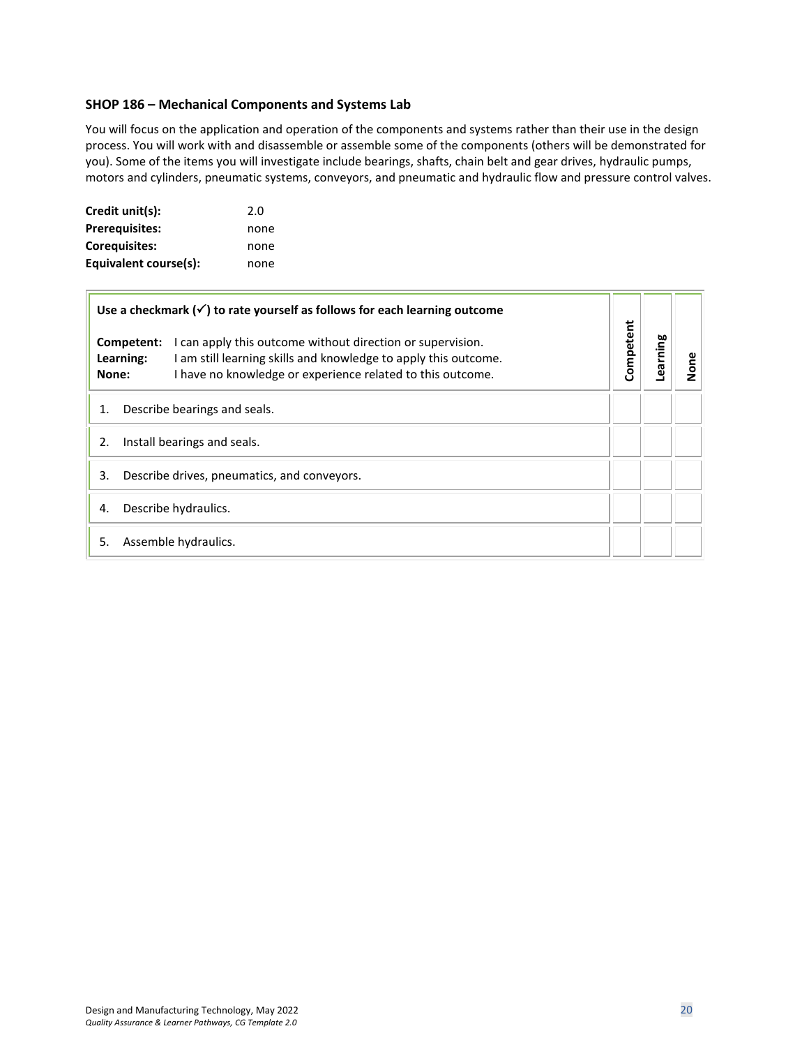### SHOP 186 – Mechanical Components and Systems Lab

You will focus on the application and operation of the components and systems rather than their use in the design process. You will work with and disassemble or assemble some of the components (others will be demonstrated for you). Some of the items you will investigate include bearings, shafts, chain belt and gear drives, hydraulic pumps, motors and cylinders, pneumatic systems, conveyors, and pneumatic and hydraulic flow and pressure control valves.

**Credit unit(s):** 2.0
**Prerequisites:** none
**Corequisites:** none
**Equivalent course(s):** none

| **Use a checkmark (✓) to rate yourself as follows for each learning outcome**<br><br>**Competent:** I can apply this outcome without direction or supervision.<br>**Learning:** I am still learning skills and knowledge to apply this outcome.<br>**None:** I have no knowledge or experience related to this outcome. | **Competent** | **Learning** | **None** |
|---|---|---|---|
| 1. Describe bearings and seals. | | | |
| 2. Install bearings and seals. | | | |
| 3. Describe drives, pneumatics, and conveyors. | | | |
| 4. Describe hydraulics. | | | |
| 5. Assemble hydraulics. | | | |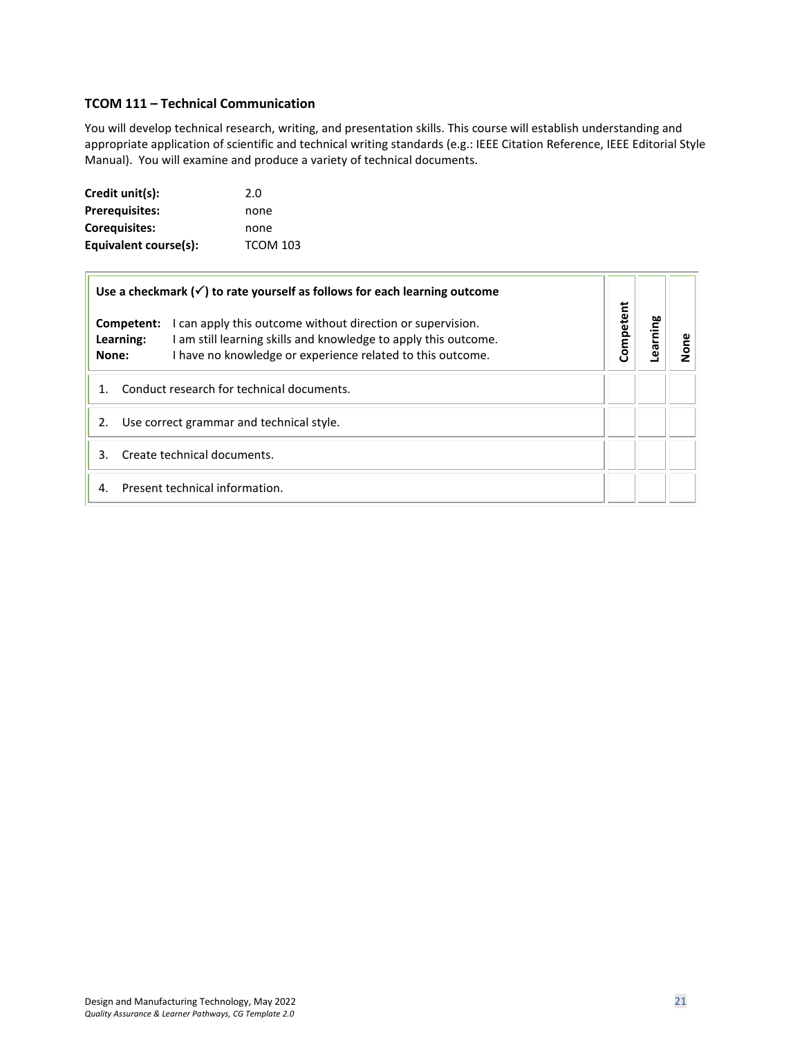### TCOM 111 – Technical Communication

You will develop technical research, writing, and presentation skills. This course will establish understanding and appropriate application of scientific and technical writing standards (e.g.: IEEE Citation Reference, IEEE Editorial Style Manual). You will examine and produce a variety of technical documents.

**Credit unit(s):** 2.0
**Prerequisites:** none
**Corequisites:** none
**Equivalent course(s):** TCOM 103

| **Use a checkmark (✓) to rate yourself as follows for each learning outcome**<br><br>**Competent:** I can apply this outcome without direction or supervision.<br>**Learning:** I am still learning skills and knowledge to apply this outcome.<br>**None:** I have no knowledge or experience related to this outcome. | **Competent** | **Learning** | **None** |
|---|---|---|---|
| 1. Conduct research for technical documents. | | | |
| 2. Use correct grammar and technical style. | | | |
| 3. Create technical documents. | | | |
| 4. Present technical information. | | | |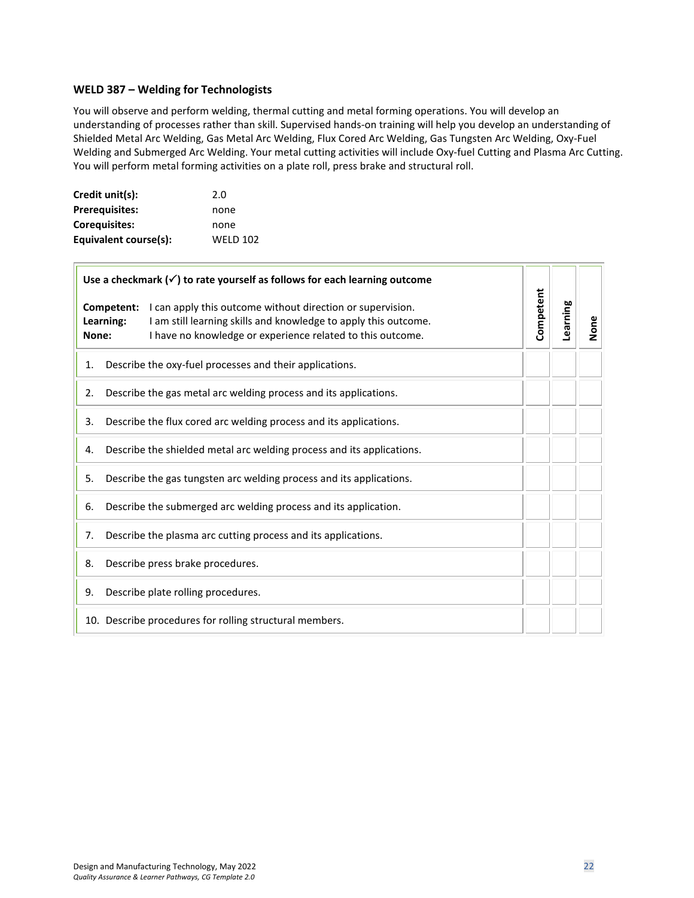### WELD 387 – Welding for Technologists

You will observe and perform welding, thermal cutting and metal forming operations. You will develop an understanding of processes rather than skill. Supervised hands-on training will help you develop an understanding of Shielded Metal Arc Welding, Gas Metal Arc Welding, Flux Cored Arc Welding, Gas Tungsten Arc Welding, Oxy-Fuel Welding and Submerged Arc Welding. Your metal cutting activities will include Oxy-fuel Cutting and Plasma Arc Cutting. You will perform metal forming activities on a plate roll, press brake and structural roll.

**Credit unit(s):** 2.0
**Prerequisites:** none
**Corequisites:** none
**Equivalent course(s):** WELD 102

| **Use a checkmark (✓) to rate yourself as follows for each learning outcome**<br><br>**Competent:** I can apply this outcome without direction or supervision.<br>**Learning:** I am still learning skills and knowledge to apply this outcome.<br>**None:** I have no knowledge or experience related to this outcome. | **Competent** | **Learning** | **None** |
|---|---|---|---|
| 1. Describe the oxy-fuel processes and their applications. | | | |
| 2. Describe the gas metal arc welding process and its applications. | | | |
| 3. Describe the flux cored arc welding process and its applications. | | | |
| 4. Describe the shielded metal arc welding process and its applications. | | | |
| 5. Describe the gas tungsten arc welding process and its applications. | | | |
| 6. Describe the submerged arc welding process and its application. | | | |
| 7. Describe the plasma arc cutting process and its applications. | | | |
| 8. Describe press brake procedures. | | | |
| 9. Describe plate rolling procedures. | | | |
| 10. Describe procedures for rolling structural members. | | | |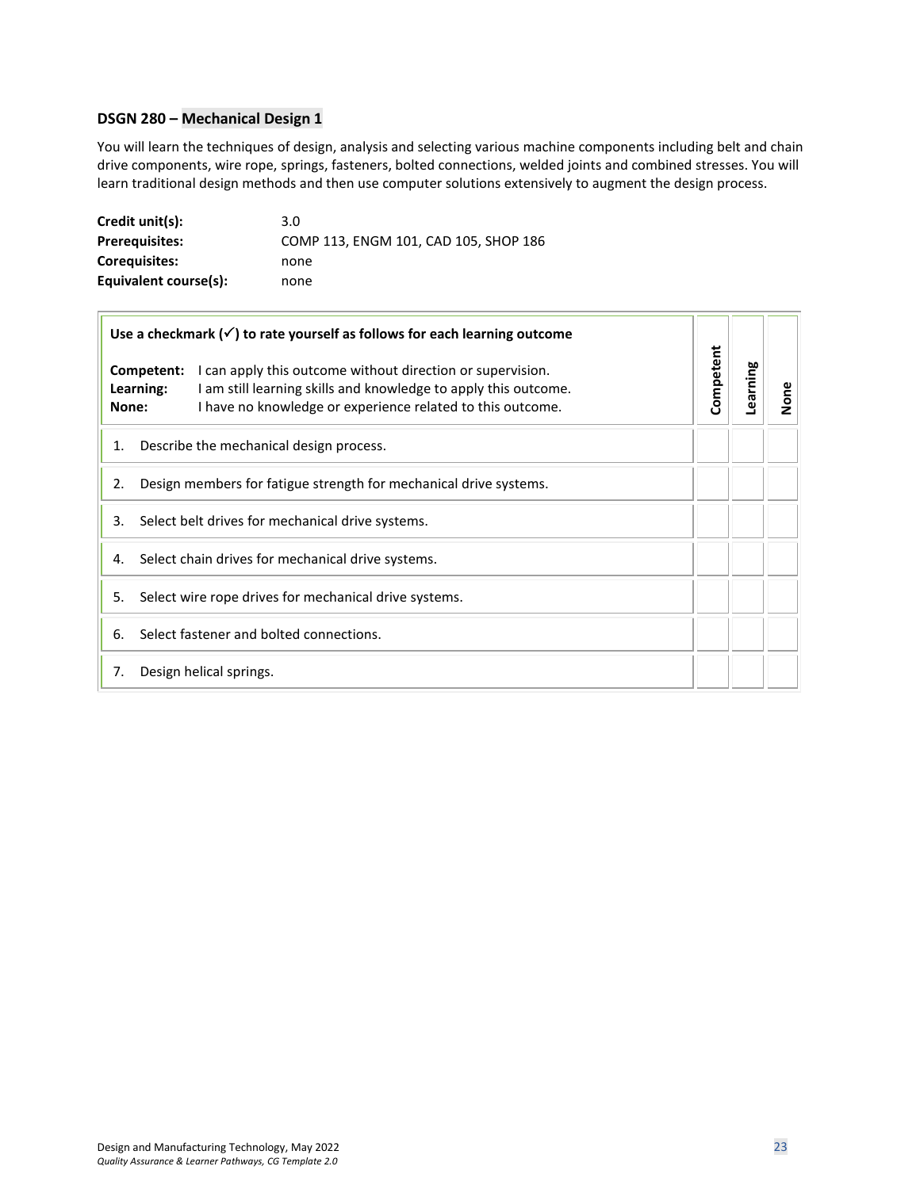### DSGN 280 – Mechanical Design 1

You will learn the techniques of design, analysis and selecting various machine components including belt and chain drive components, wire rope, springs, fasteners, bolted connections, welded joints and combined stresses. You will learn traditional design methods and then use computer solutions extensively to augment the design process.

| | |
|---|---|
| **Credit unit(s):** | 3.0 |
| **Prerequisites:** | COMP 113, ENGM 101, CAD 105, SHOP 186 |
| **Corequisites:** | none |
| **Equivalent course(s):** | none |

| **Use a checkmark (✓) to rate yourself as follows for each learning outcome**<br><br>**Competent:** I can apply this outcome without direction or supervision.<br>**Learning:** I am still learning skills and knowledge to apply this outcome.<br>**None:** I have no knowledge or experience related to this outcome. | Competent | Learning | None |
|---|---|---|---|
| 1. Describe the mechanical design process. | | | |
| 2. Design members for fatigue strength for mechanical drive systems. | | | |
| 3. Select belt drives for mechanical drive systems. | | | |
| 4. Select chain drives for mechanical drive systems. | | | |
| 5. Select wire rope drives for mechanical drive systems. | | | |
| 6. Select fastener and bolted connections. | | | |
| 7. Design helical springs. | | | |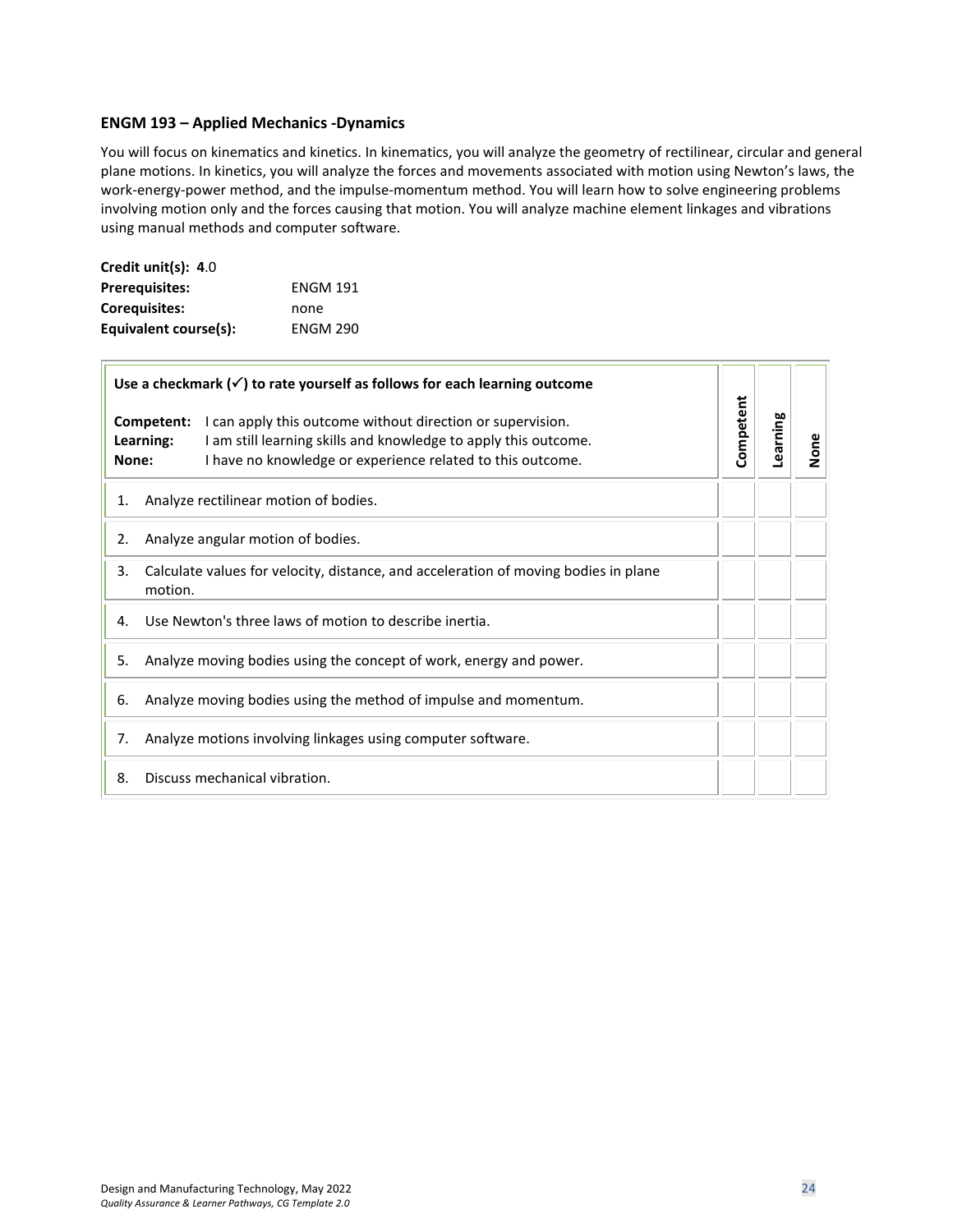### ENGM 193 – Applied Mechanics -Dynamics

You will focus on kinematics and kinetics. In kinematics, you will analyze the geometry of rectilinear, circular and general plane motions. In kinetics, you will analyze the forces and movements associated with motion using Newton's laws, the work-energy-power method, and the impulse-momentum method. You will learn how to solve engineering problems involving motion only and the forces causing that motion. You will analyze machine element linkages and vibrations using manual methods and computer software.

**Credit unit(s):** **4**.0
**Prerequisites:** ENGM 191
**Corequisites:** none
**Equivalent course(s):** ENGM 290

| **Use a checkmark (✓) to rate yourself as follows for each learning outcome**<br><br>**Competent:** I can apply this outcome without direction or supervision.<br>**Learning:** I am still learning skills and knowledge to apply this outcome.<br>**None:** I have no knowledge or experience related to this outcome. | **Competent** | **Learning** | **None** |
|---|---|---|---|
| 1. Analyze rectilinear motion of bodies. | | | |
| 2. Analyze angular motion of bodies. | | | |
| 3. Calculate values for velocity, distance, and acceleration of moving bodies in plane motion. | | | |
| 4. Use Newton's three laws of motion to describe inertia. | | | |
| 5. Analyze moving bodies using the concept of work, energy and power. | | | |
| 6. Analyze moving bodies using the method of impulse and momentum. | | | |
| 7. Analyze motions involving linkages using computer software. | | | |
| 8. Discuss mechanical vibration. | | | |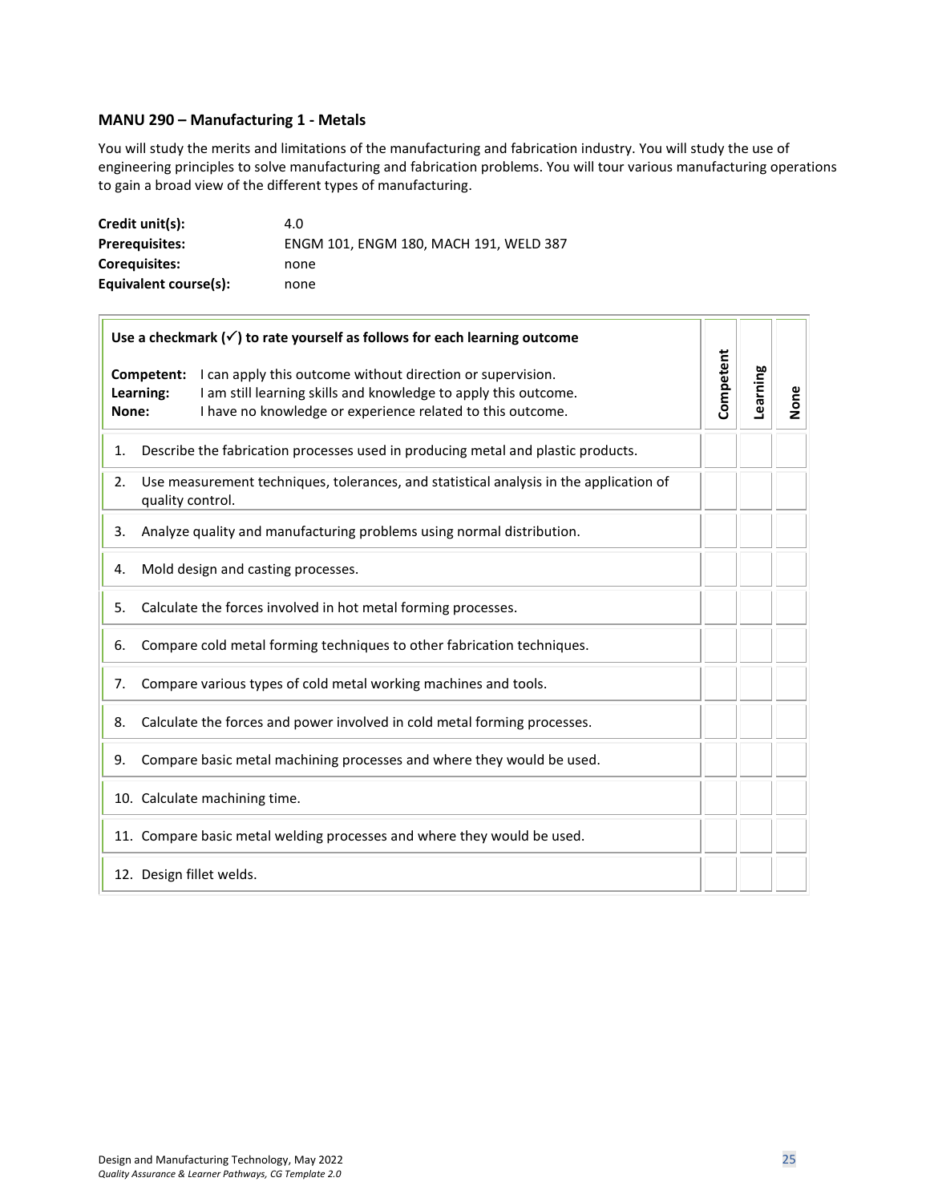### MANU 290 – Manufacturing 1 - Metals

You will study the merits and limitations of the manufacturing and fabrication industry. You will study the use of engineering principles to solve manufacturing and fabrication problems. You will tour various manufacturing operations to gain a broad view of the different types of manufacturing.

| | |
|---|---|
| **Credit unit(s):** | 4.0 |
| **Prerequisites:** | ENGM 101, ENGM 180, MACH 191, WELD 387 |
| **Corequisites:** | none |
| **Equivalent course(s):** | none |

| **Use a checkmark (✓) to rate yourself as follows for each learning outcome**<br><br>**Competent:** I can apply this outcome without direction or supervision.<br>**Learning:** I am still learning skills and knowledge to apply this outcome.<br>**None:** I have no knowledge or experience related to this outcome. | **Competent** | **Learning** | **None** |
|---|---|---|---|
| 1. Describe the fabrication processes used in producing metal and plastic products. | | | |
| 2. Use measurement techniques, tolerances, and statistical analysis in the application of quality control. | | | |
| 3. Analyze quality and manufacturing problems using normal distribution. | | | |
| 4. Mold design and casting processes. | | | |
| 5. Calculate the forces involved in hot metal forming processes. | | | |
| 6. Compare cold metal forming techniques to other fabrication techniques. | | | |
| 7. Compare various types of cold metal working machines and tools. | | | |
| 8. Calculate the forces and power involved in cold metal forming processes. | | | |
| 9. Compare basic metal machining processes and where they would be used. | | | |
| 10. Calculate machining time. | | | |
| 11. Compare basic metal welding processes and where they would be used. | | | |
| 12. Design fillet welds. | | | |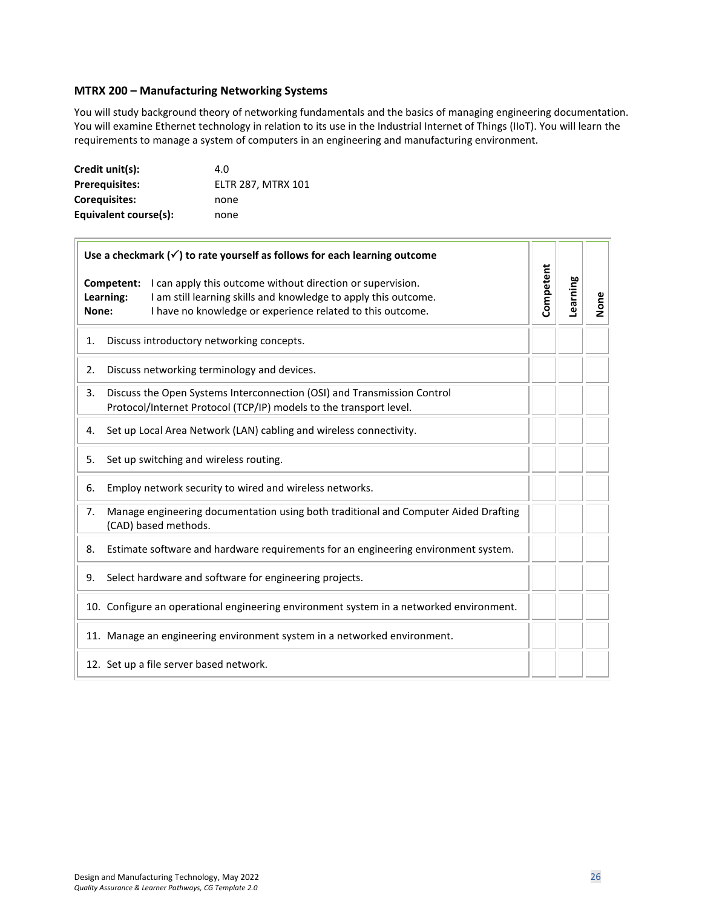### MTRX 200 – Manufacturing Networking Systems

You will study background theory of networking fundamentals and the basics of managing engineering documentation. You will examine Ethernet technology in relation to its use in the Industrial Internet of Things (IIoT). You will learn the requirements to manage a system of computers in an engineering and manufacturing environment.

**Credit unit(s):** 4.0
**Prerequisites:** ELTR 287, MTRX 101
**Corequisites:** none
**Equivalent course(s):** none

| **Use a checkmark (✓) to rate yourself as follows for each learning outcome**<br><br>**Competent:** I can apply this outcome without direction or supervision.<br>**Learning:** I am still learning skills and knowledge to apply this outcome.<br>**None:** I have no knowledge or experience related to this outcome. | **Competent** | **Learning** | **None** |
|---|---|---|---|
| 1. Discuss introductory networking concepts. | | | |
| 2. Discuss networking terminology and devices. | | | |
| 3. Discuss the Open Systems Interconnection (OSI) and Transmission Control Protocol/Internet Protocol (TCP/IP) models to the transport level. | | | |
| 4. Set up Local Area Network (LAN) cabling and wireless connectivity. | | | |
| 5. Set up switching and wireless routing. | | | |
| 6. Employ network security to wired and wireless networks. | | | |
| 7. Manage engineering documentation using both traditional and Computer Aided Drafting (CAD) based methods. | | | |
| 8. Estimate software and hardware requirements for an engineering environment system. | | | |
| 9. Select hardware and software for engineering projects. | | | |
| 10. Configure an operational engineering environment system in a networked environment. | | | |
| 11. Manage an engineering environment system in a networked environment. | | | |
| 12. Set up a file server based network. | | | |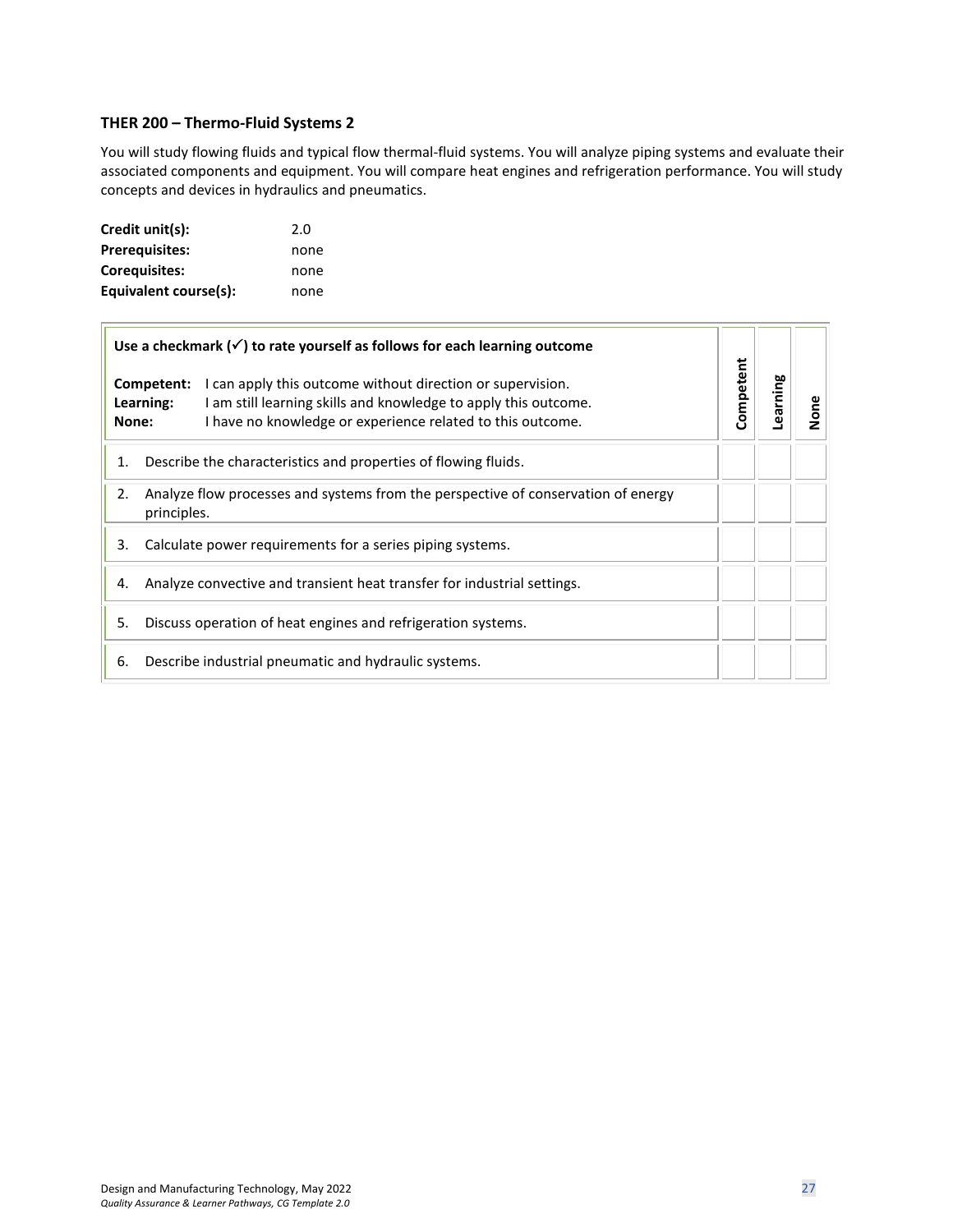### THER 200 – Thermo-Fluid Systems 2

You will study flowing fluids and typical flow thermal-fluid systems. You will analyze piping systems and evaluate their associated components and equipment. You will compare heat engines and refrigeration performance. You will study concepts and devices in hydraulics and pneumatics.

**Credit unit(s):** 2.0
**Prerequisites:** none
**Corequisites:** none
**Equivalent course(s):** none

| **Use a checkmark (✓) to rate yourself as follows for each learning outcome**<br><br>**Competent:** I can apply this outcome without direction or supervision.<br>**Learning:** I am still learning skills and knowledge to apply this outcome.<br>**None:** I have no knowledge or experience related to this outcome. | **Competent** | **Learning** | **None** |
|---|---|---|---|
| 1. Describe the characteristics and properties of flowing fluids. | | | |
| 2. Analyze flow processes and systems from the perspective of conservation of energy principles. | | | |
| 3. Calculate power requirements for a series piping systems. | | | |
| 4. Analyze convective and transient heat transfer for industrial settings. | | | |
| 5. Discuss operation of heat engines and refrigeration systems. | | | |
| 6. Describe industrial pneumatic and hydraulic systems. | | | |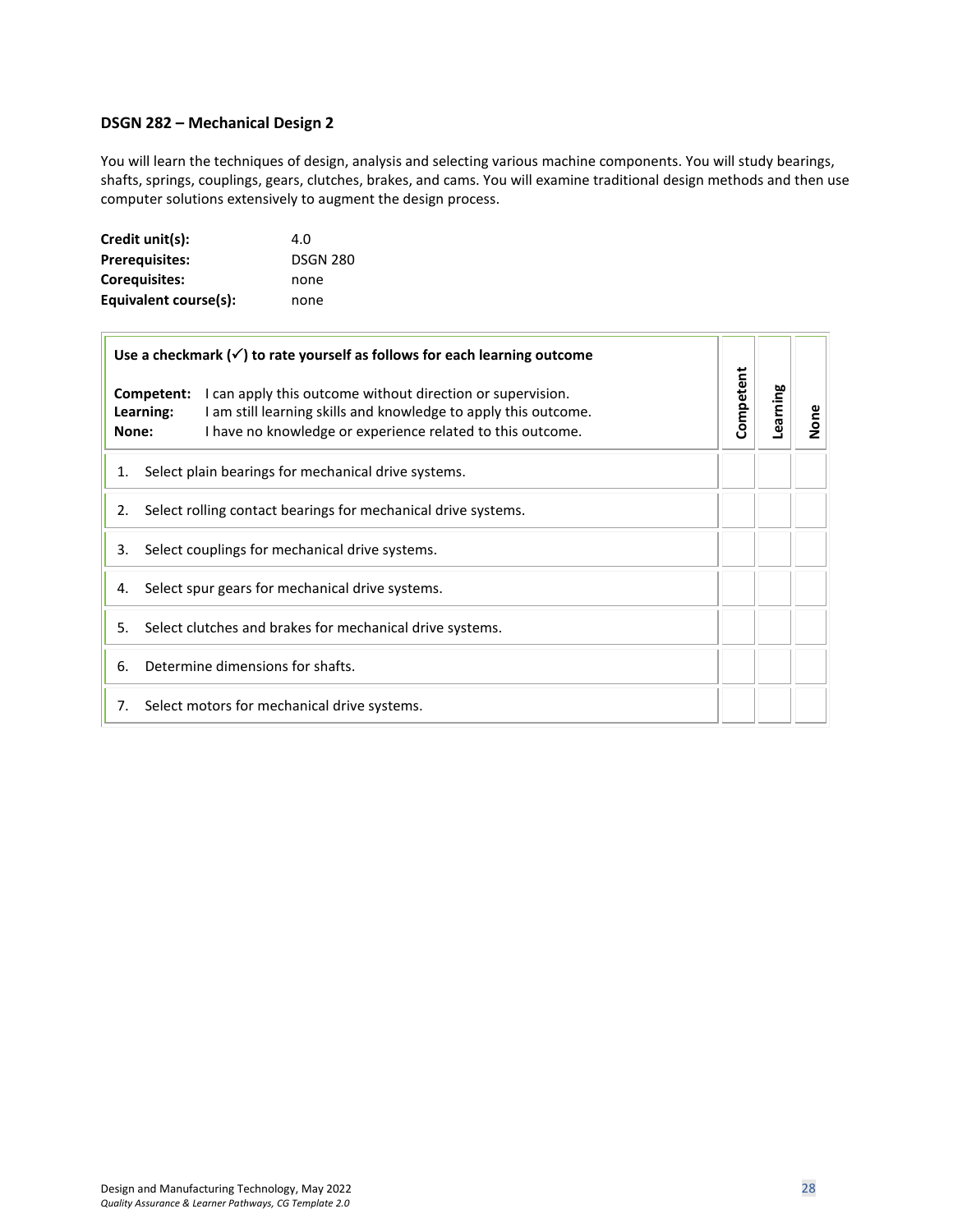### DSGN 282 – Mechanical Design 2

You will learn the techniques of design, analysis and selecting various machine components. You will study bearings, shafts, springs, couplings, gears, clutches, brakes, and cams. You will examine traditional design methods and then use computer solutions extensively to augment the design process.

| | |
|---|---|
| **Credit unit(s):** | 4.0 |
| **Prerequisites:** | DSGN 280 |
| **Corequisites:** | none |
| **Equivalent course(s):** | none |

| **Use a checkmark (✓) to rate yourself as follows for each learning outcome**<br><br>**Competent:** I can apply this outcome without direction or supervision.<br>**Learning:** I am still learning skills and knowledge to apply this outcome.<br>**None:** I have no knowledge or experience related to this outcome. | **Competent** | **Learning** | **None** |
|---|---|---|---|
| 1. Select plain bearings for mechanical drive systems. | | | |
| 2. Select rolling contact bearings for mechanical drive systems. | | | |
| 3. Select couplings for mechanical drive systems. | | | |
| 4. Select spur gears for mechanical drive systems. | | | |
| 5. Select clutches and brakes for mechanical drive systems. | | | |
| 6. Determine dimensions for shafts. | | | |
| 7. Select motors for mechanical drive systems. | | | |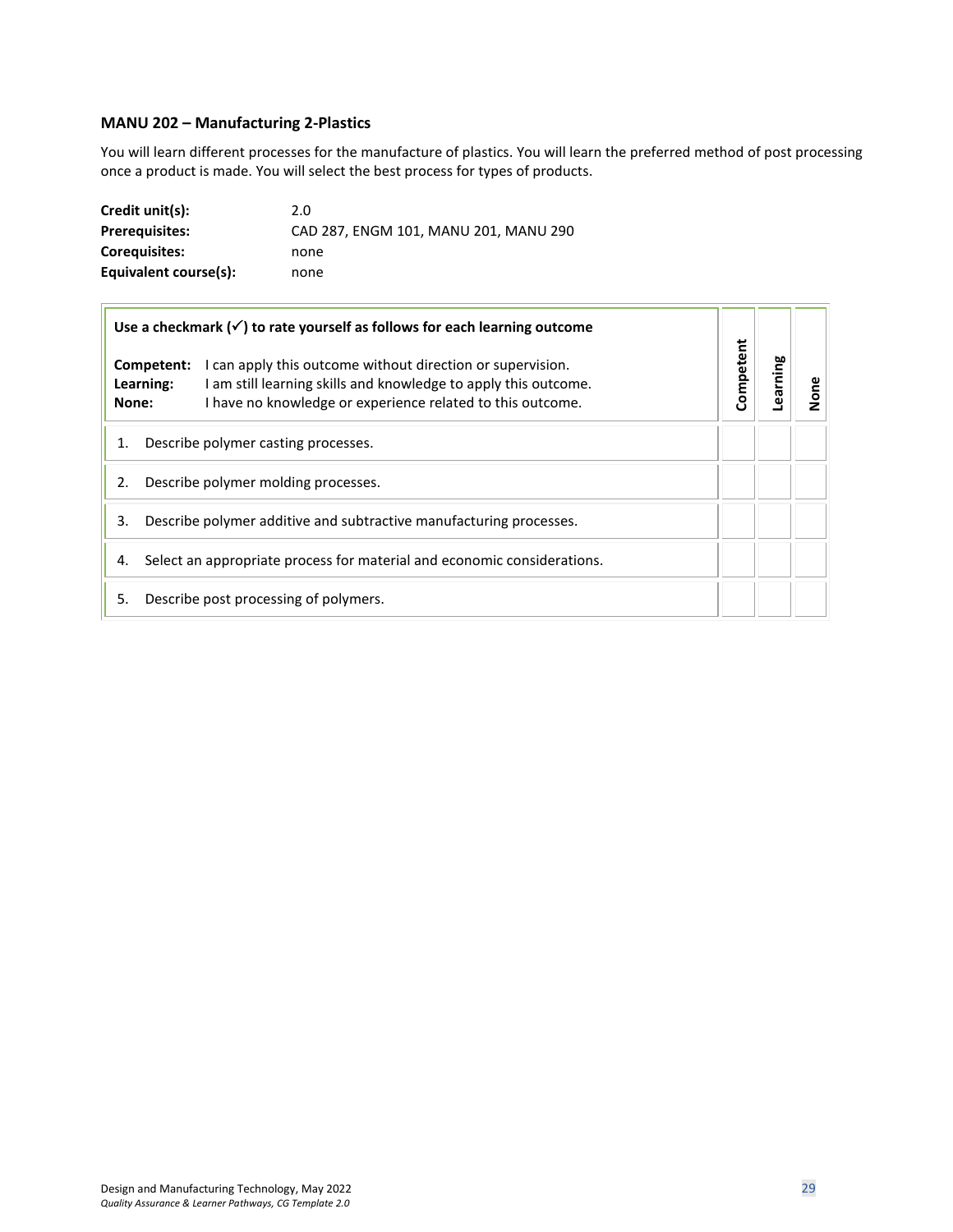### MANU 202 – Manufacturing 2-Plastics

You will learn different processes for the manufacture of plastics. You will learn the preferred method of post processing once a product is made. You will select the best process for types of products.

**Credit unit(s):** 2.0
**Prerequisites:** CAD 287, ENGM 101, MANU 201, MANU 290
**Corequisites:** none
**Equivalent course(s):** none

| **Use a checkmark (✓) to rate yourself as follows for each learning outcome**<br><br>**Competent:** I can apply this outcome without direction or supervision.<br>**Learning:** I am still learning skills and knowledge to apply this outcome.<br>**None:** I have no knowledge or experience related to this outcome. | **Competent** | **Learning** | **None** |
|---|---|---|---|
| 1. Describe polymer casting processes. | | | |
| 2. Describe polymer molding processes. | | | |
| 3. Describe polymer additive and subtractive manufacturing processes. | | | |
| 4. Select an appropriate process for material and economic considerations. | | | |
| 5. Describe post processing of polymers. | | | |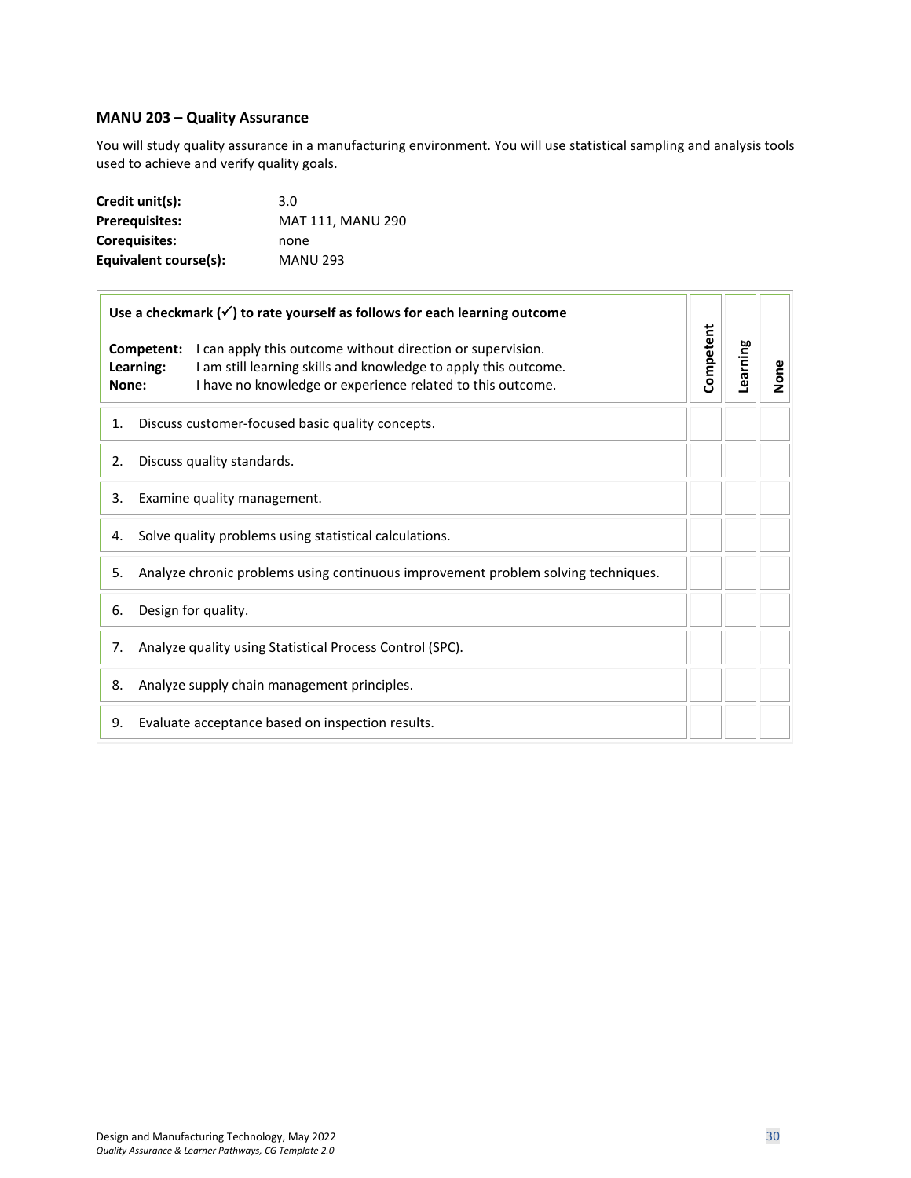### MANU 203 – Quality Assurance

You will study quality assurance in a manufacturing environment. You will use statistical sampling and analysis tools used to achieve and verify quality goals.

**Credit unit(s):** 3.0
**Prerequisites:** MAT 111, MANU 290
**Corequisites:** none
**Equivalent course(s):** MANU 293

| **Use a checkmark (✓) to rate yourself as follows for each learning outcome**<br><br>**Competent:** I can apply this outcome without direction or supervision.<br>**Learning:** I am still learning skills and knowledge to apply this outcome.<br>**None:** I have no knowledge or experience related to this outcome. | **Competent** | **Learning** | **None** |
|---|---|---|---|
| 1. Discuss customer-focused basic quality concepts. | | | |
| 2. Discuss quality standards. | | | |
| 3. Examine quality management. | | | |
| 4. Solve quality problems using statistical calculations. | | | |
| 5. Analyze chronic problems using continuous improvement problem solving techniques. | | | |
| 6. Design for quality. | | | |
| 7. Analyze quality using Statistical Process Control (SPC). | | | |
| 8. Analyze supply chain management principles. | | | |
| 9. Evaluate acceptance based on inspection results. | | | |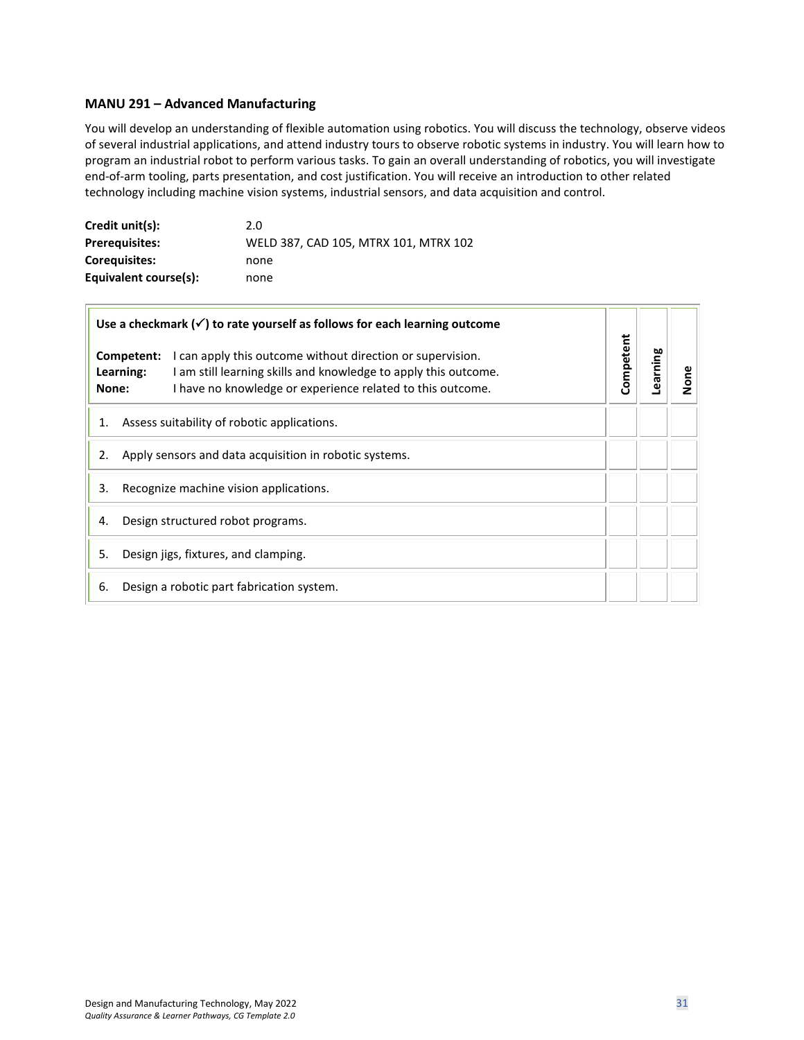### MANU 291 – Advanced Manufacturing

You will develop an understanding of flexible automation using robotics. You will discuss the technology, observe videos of several industrial applications, and attend industry tours to observe robotic systems in industry. You will learn how to program an industrial robot to perform various tasks. To gain an overall understanding of robotics, you will investigate end-of-arm tooling, parts presentation, and cost justification. You will receive an introduction to other related technology including machine vision systems, industrial sensors, and data acquisition and control.

| | |
|---|---|
| **Credit unit(s):** | 2.0 |
| **Prerequisites:** | WELD 387, CAD 105, MTRX 101, MTRX 102 |
| **Corequisites:** | none |
| **Equivalent course(s):** | none |

| **Use a checkmark (✓) to rate yourself as follows for each learning outcome**<br><br>**Competent:** I can apply this outcome without direction or supervision.<br>**Learning:** I am still learning skills and knowledge to apply this outcome.<br>**None:** I have no knowledge or experience related to this outcome. | **Competent** | **Learning** | **None** |
|---|---|---|---|
| 1. Assess suitability of robotic applications. | | | |
| 2. Apply sensors and data acquisition in robotic systems. | | | |
| 3. Recognize machine vision applications. | | | |
| 4. Design structured robot programs. | | | |
| 5. Design jigs, fixtures, and clamping. | | | |
| 6. Design a robotic part fabrication system. | | | |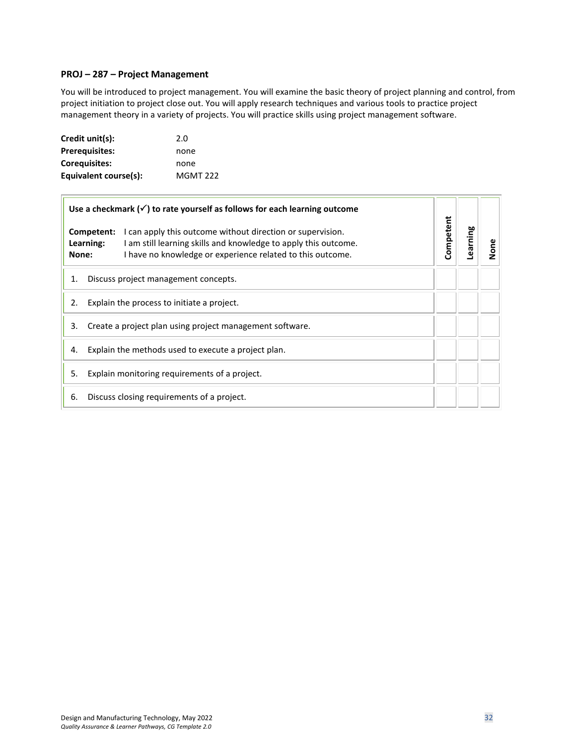### PROJ – 287 – Project Management

You will be introduced to project management. You will examine the basic theory of project planning and control, from project initiation to project close out. You will apply research techniques and various tools to practice project management theory in a variety of projects. You will practice skills using project management software.

**Credit unit(s):** 2.0
**Prerequisites:** none
**Corequisites:** none
**Equivalent course(s):** MGMT 222

| **Use a checkmark (✓) to rate yourself as follows for each learning outcome**<br><br>**Competent:** I can apply this outcome without direction or supervision.<br>**Learning:** I am still learning skills and knowledge to apply this outcome.<br>**None:** I have no knowledge or experience related to this outcome. | **Competent** | **Learning** | **None** |
|---|---|---|---|
| 1. Discuss project management concepts. | | | |
| 2. Explain the process to initiate a project. | | | |
| 3. Create a project plan using project management software. | | | |
| 4. Explain the methods used to execute a project plan. | | | |
| 5. Explain monitoring requirements of a project. | | | |
| 6. Discuss closing requirements of a project. | | | |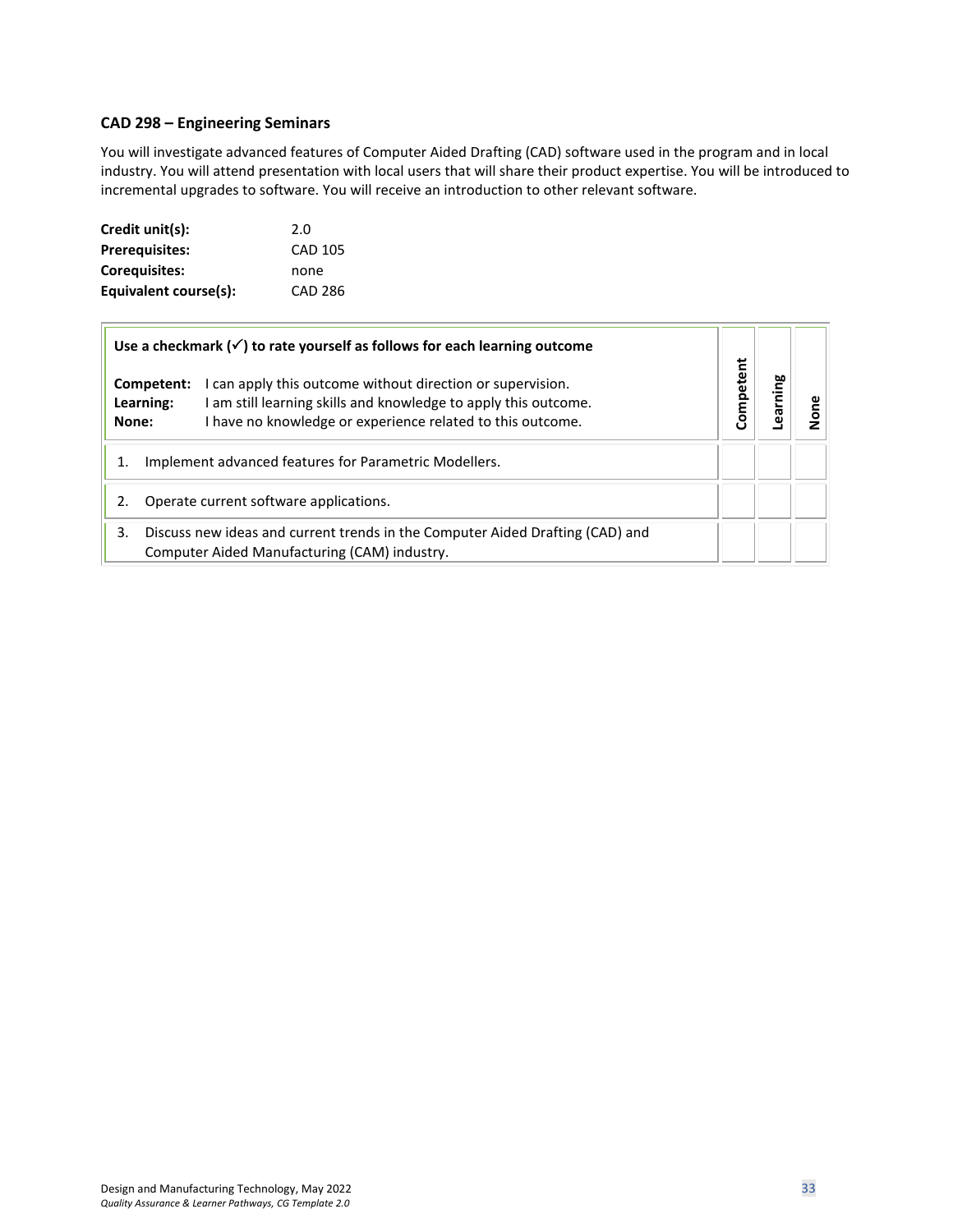### CAD 298 – Engineering Seminars

You will investigate advanced features of Computer Aided Drafting (CAD) software used in the program and in local industry. You will attend presentation with local users that will share their product expertise. You will be introduced to incremental upgrades to software. You will receive an introduction to other relevant software.

| | |
|---|---|
| **Credit unit(s):** | 2.0 |
| **Prerequisites:** | CAD 105 |
| **Corequisites:** | none |
| **Equivalent course(s):** | CAD 286 |

| **Use a checkmark (✓) to rate yourself as follows for each learning outcome**<br><br>**Competent:** I can apply this outcome without direction or supervision.<br>**Learning:** I am still learning skills and knowledge to apply this outcome.<br>**None:** I have no knowledge or experience related to this outcome. | **Competent** | **Learning** | **None** |
|---|---|---|---|
| 1. Implement advanced features for Parametric Modellers. | | | |
| 2. Operate current software applications. | | | |
| 3. Discuss new ideas and current trends in the Computer Aided Drafting (CAD) and Computer Aided Manufacturing (CAM) industry. | | | |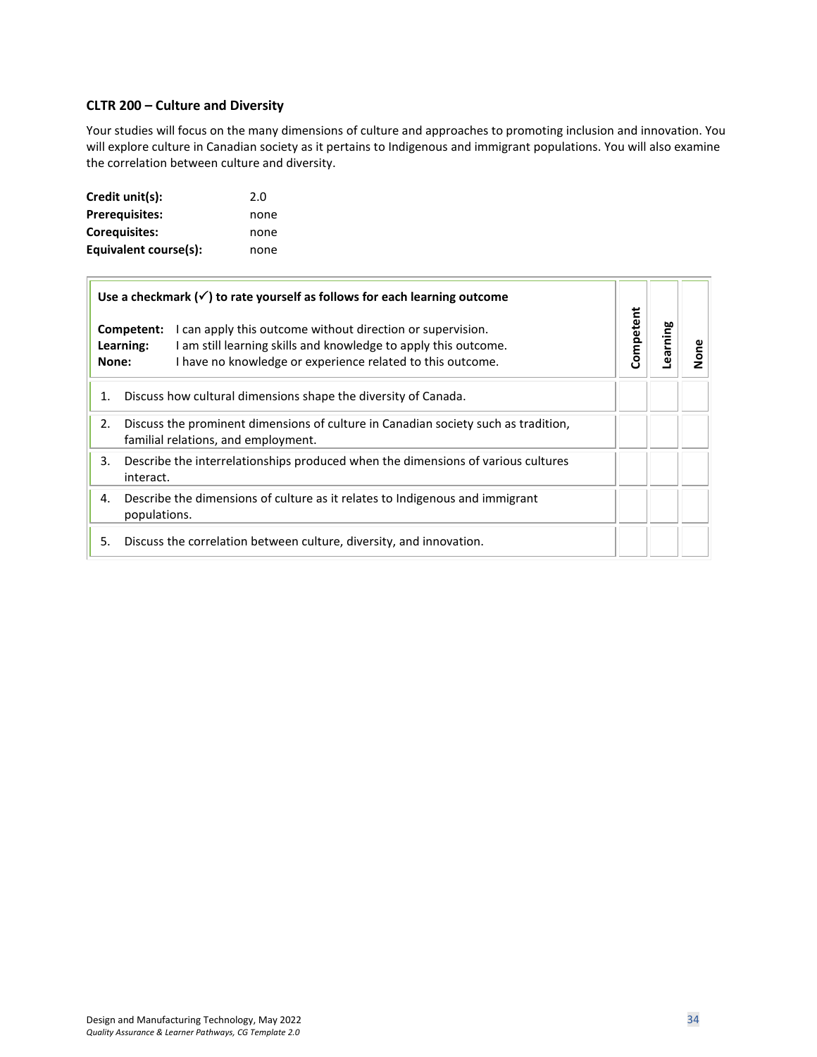### CLTR 200 – Culture and Diversity

Your studies will focus on the many dimensions of culture and approaches to promoting inclusion and innovation. You will explore culture in Canadian society as it pertains to Indigenous and immigrant populations. You will also examine the correlation between culture and diversity.

| | |
|---|---|
| **Credit unit(s):** | 2.0 |
| **Prerequisites:** | none |
| **Corequisites:** | none |
| **Equivalent course(s):** | none |

| **Use a checkmark (✓) to rate yourself as follows for each learning outcome**<br><br>**Competent:** I can apply this outcome without direction or supervision.<br>**Learning:** I am still learning skills and knowledge to apply this outcome.<br>**None:** I have no knowledge or experience related to this outcome. | Competent | Learning | None |
|---|---|---|---|
| 1. Discuss how cultural dimensions shape the diversity of Canada. | | | |
| 2. Discuss the prominent dimensions of culture in Canadian society such as tradition, familial relations, and employment. | | | |
| 3. Describe the interrelationships produced when the dimensions of various cultures interact. | | | |
| 4. Describe the dimensions of culture as it relates to Indigenous and immigrant populations. | | | |
| 5. Discuss the correlation between culture, diversity, and innovation. | | | |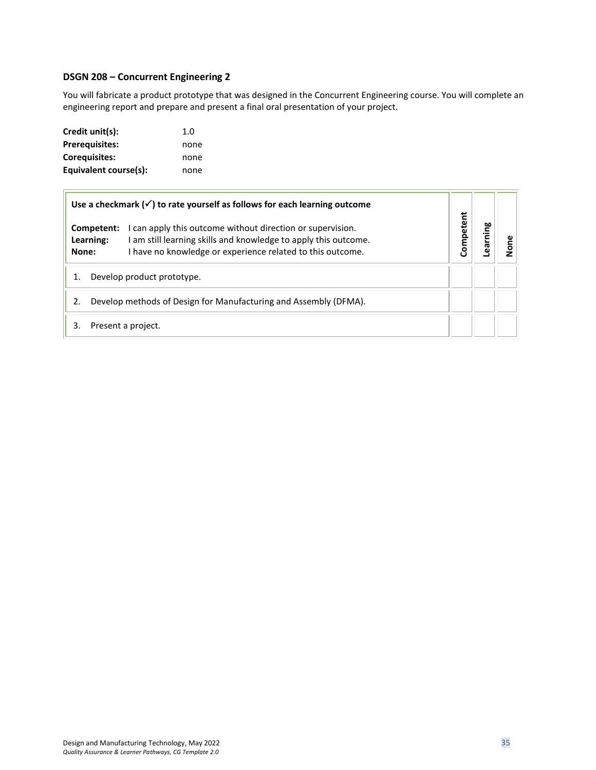### DSGN 208 – Concurrent Engineering 2

You will fabricate a product prototype that was designed in the Concurrent Engineering course. You will complete an engineering report and prepare and present a final oral presentation of your project.

**Credit unit(s):** 1.0
**Prerequisites:** none
**Corequisites:** none
**Equivalent course(s):** none

| **Use a checkmark (✓) to rate yourself as follows for each learning outcome**<br><br>**Competent:** I can apply this outcome without direction or supervision.<br>**Learning:** I am still learning skills and knowledge to apply this outcome.<br>**None:** I have no knowledge or experience related to this outcome. | **Competent** | **Learning** | **None** |
|---|---|---|---|
| 1. Develop product prototype. | | | |
| 2. Develop methods of Design for Manufacturing and Assembly (DFMA). | | | |
| 3. Present a project. | | | |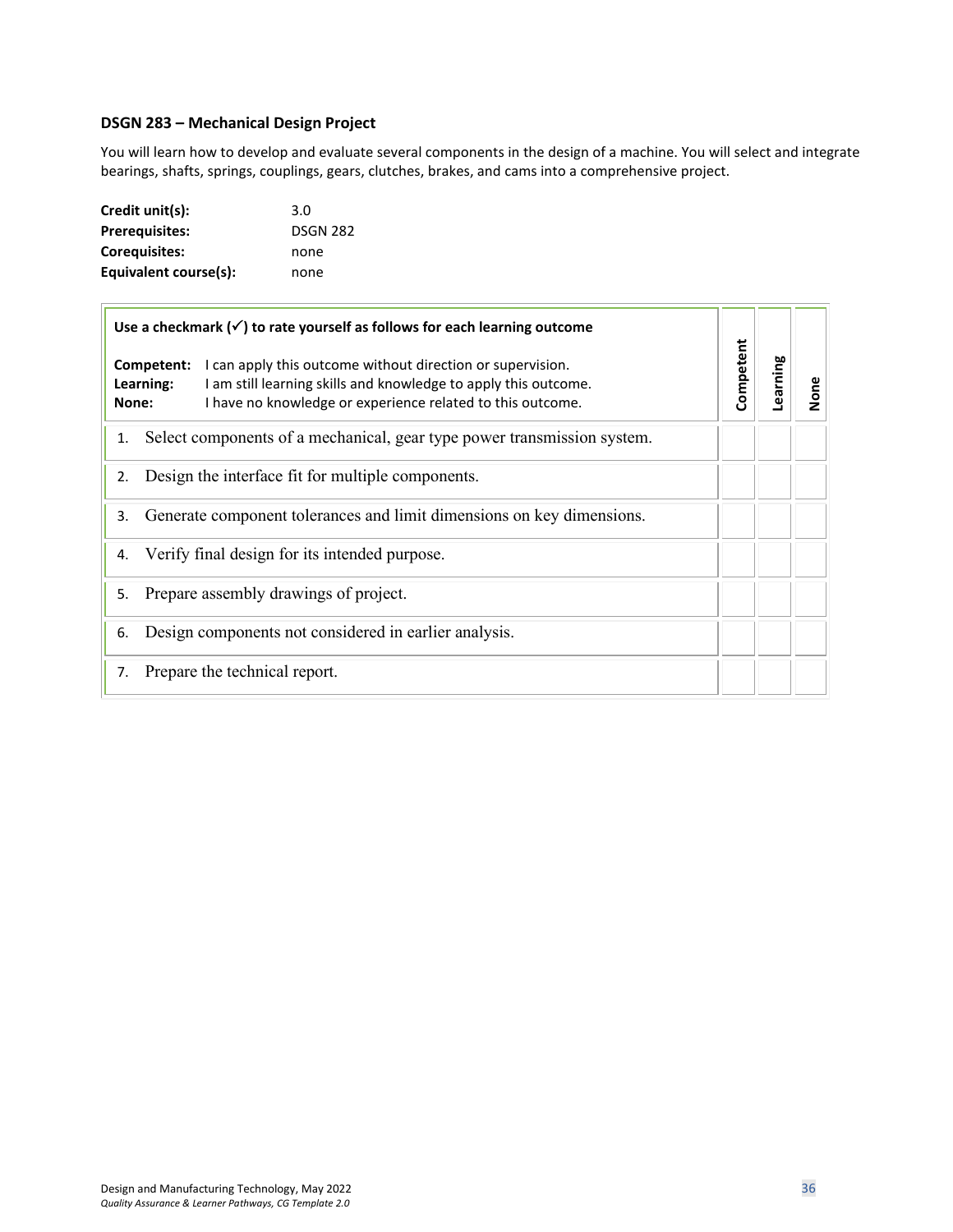### DSGN 283 – Mechanical Design Project

You will learn how to develop and evaluate several components in the design of a machine. You will select and integrate bearings, shafts, springs, couplings, gears, clutches, brakes, and cams into a comprehensive project.

**Credit unit(s):** 3.0
**Prerequisites:** DSGN 282
**Corequisites:** none
**Equivalent course(s):** none

| **Use a checkmark (✓) to rate yourself as follows for each learning outcome**<br><br>**Competent:** I can apply this outcome without direction or supervision.<br>**Learning:** I am still learning skills and knowledge to apply this outcome.<br>**None:** I have no knowledge or experience related to this outcome. | **Competent** | **Learning** | **None** |
|---|---|---|---|
| 1. Select components of a mechanical, gear type power transmission system. | | | |
| 2. Design the interface fit for multiple components. | | | |
| 3. Generate component tolerances and limit dimensions on key dimensions. | | | |
| 4. Verify final design for its intended purpose. | | | |
| 5. Prepare assembly drawings of project. | | | |
| 6. Design components not considered in earlier analysis. | | | |
| 7. Prepare the technical report. | | | |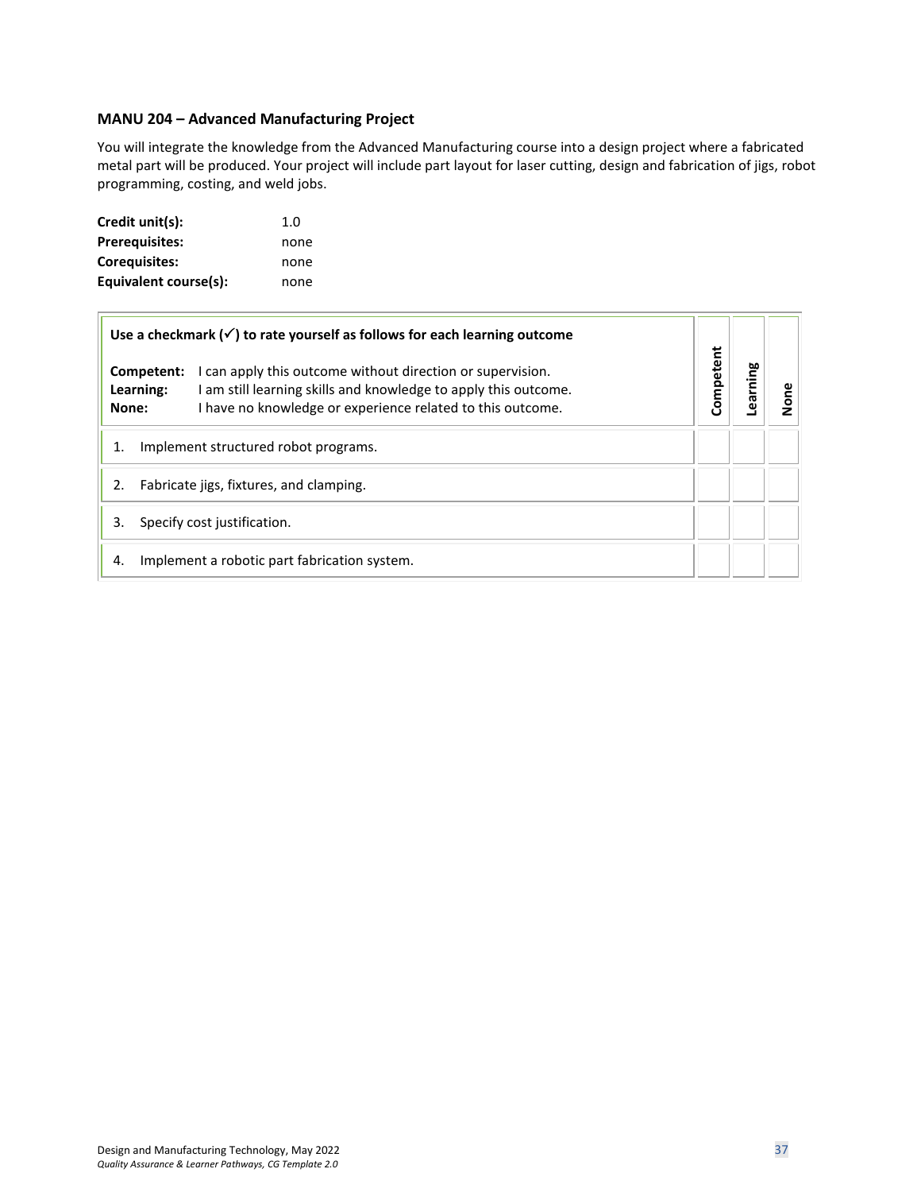### MANU 204 – Advanced Manufacturing Project

You will integrate the knowledge from the Advanced Manufacturing course into a design project where a fabricated metal part will be produced. Your project will include part layout for laser cutting, design and fabrication of jigs, robot programming, costing, and weld jobs.

**Credit unit(s):** 1.0
**Prerequisites:** none
**Corequisites:** none
**Equivalent course(s):** none

| Use a checkmark (✓) to rate yourself as follows for each learning outcome<br><br>**Competent:** I can apply this outcome without direction or supervision.<br>**Learning:** I am still learning skills and knowledge to apply this outcome.<br>**None:** I have no knowledge or experience related to this outcome. | Competent | Learning | None |
|---|---|---|---|
| 1. Implement structured robot programs. | | | |
| 2. Fabricate jigs, fixtures, and clamping. | | | |
| 3. Specify cost justification. | | | |
| 4. Implement a robotic part fabrication system. | | | |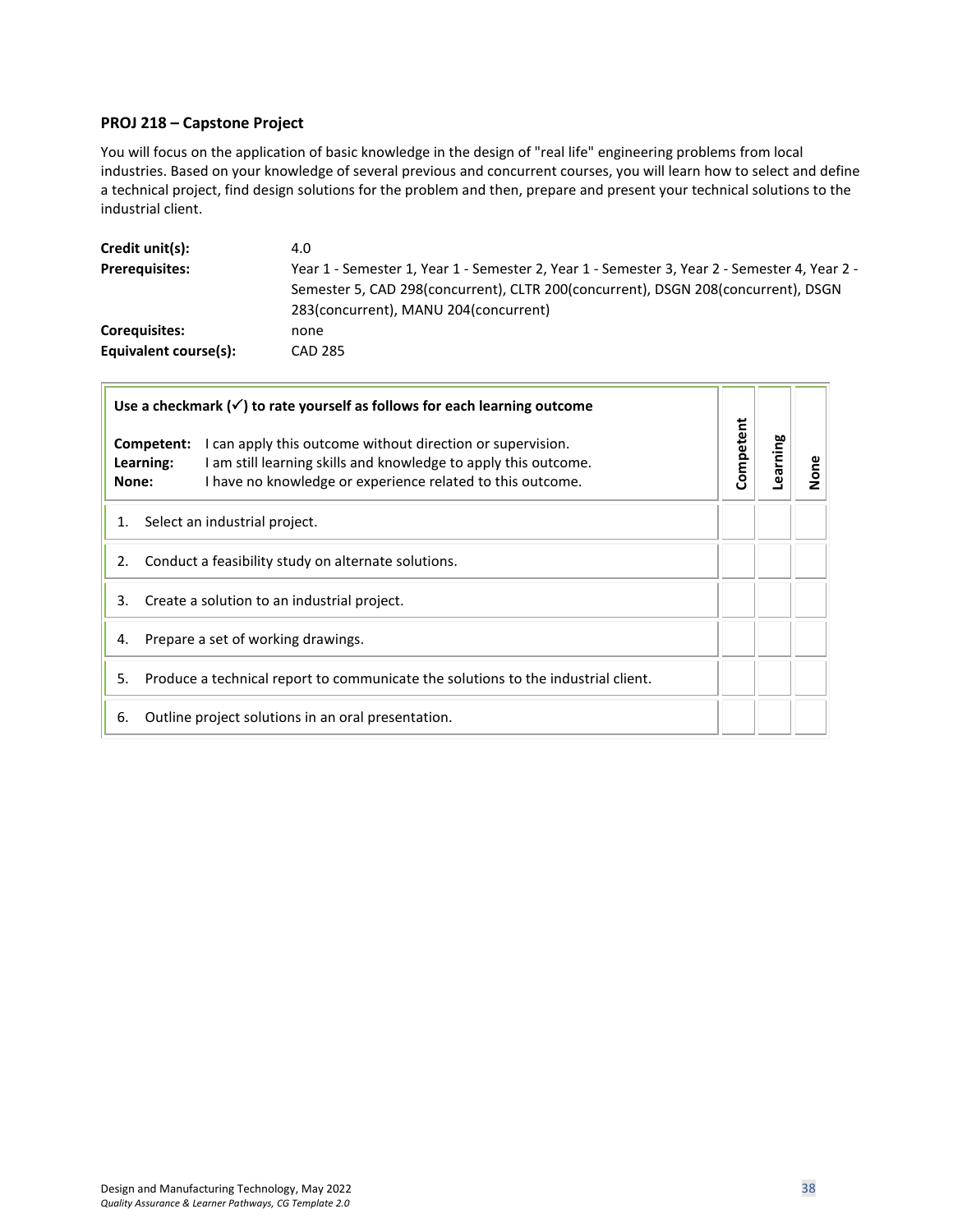### PROJ 218 – Capstone Project

You will focus on the application of basic knowledge in the design of "real life" engineering problems from local industries. Based on your knowledge of several previous and concurrent courses, you will learn how to select and define a technical project, find design solutions for the problem and then, prepare and present your technical solutions to the industrial client.

| | |
|---|---|
| **Credit unit(s):** | 4.0 |
| **Prerequisites:** | Year 1 - Semester 1, Year 1 - Semester 2, Year 1 - Semester 3, Year 2 - Semester 4, Year 2 - Semester 5, CAD 298(concurrent), CLTR 200(concurrent), DSGN 208(concurrent), DSGN 283(concurrent), MANU 204(concurrent) |
| **Corequisites:** | none |
| **Equivalent course(s):** | CAD 285 |

| Use a checkmark (✓) to rate yourself as follows for each learning outcome<br><br>**Competent:** I can apply this outcome without direction or supervision.<br>**Learning:** I am still learning skills and knowledge to apply this outcome.<br>**None:** I have no knowledge or experience related to this outcome. | Competent | Learning | None |
|---|---|---|---|
| 1. Select an industrial project. | | | |
| 2. Conduct a feasibility study on alternate solutions. | | | |
| 3. Create a solution to an industrial project. | | | |
| 4. Prepare a set of working drawings. | | | |
| 5. Produce a technical report to communicate the solutions to the industrial client. | | | |
| 6. Outline project solutions in an oral presentation. | | | |